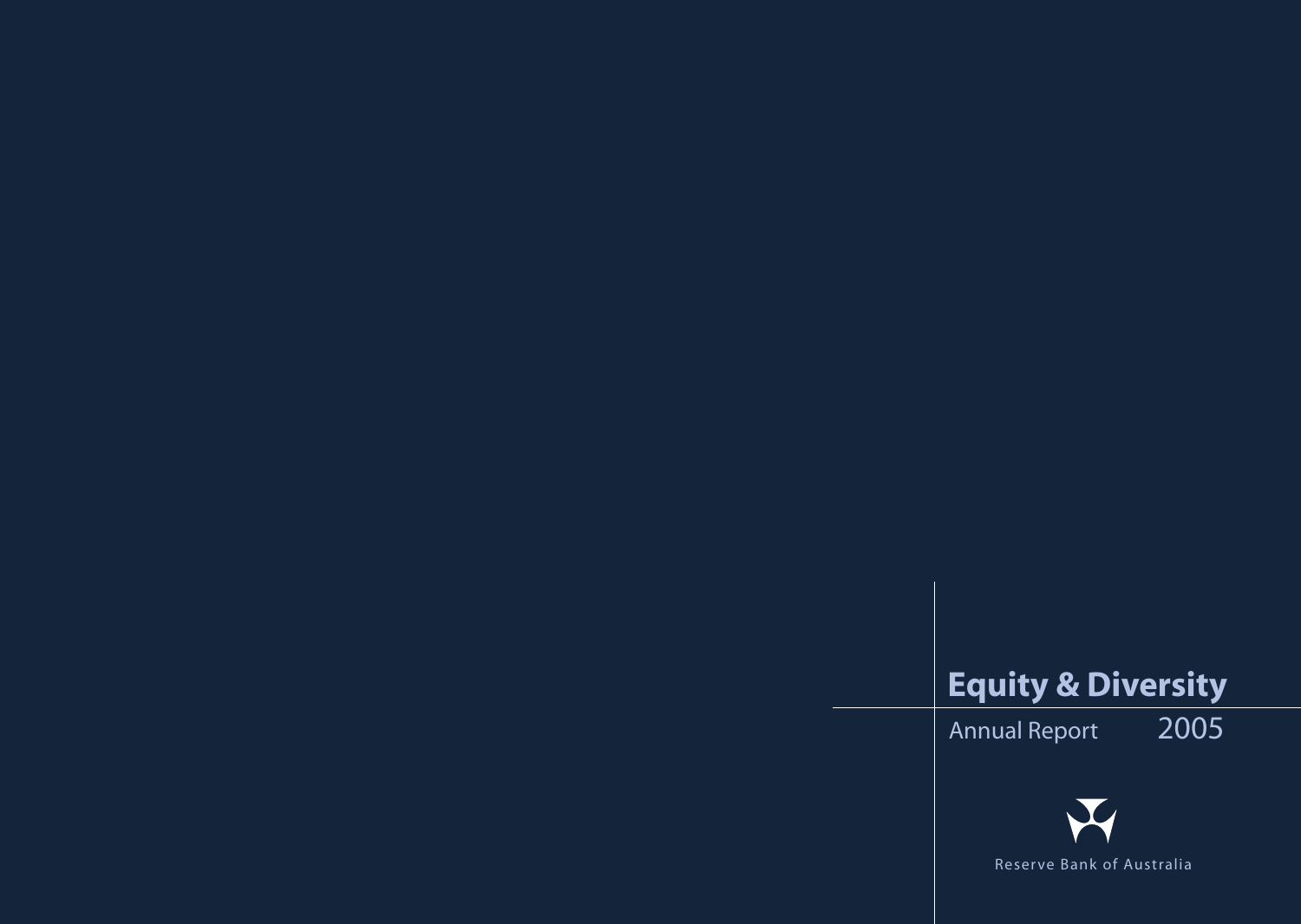# Equity & Diversity

Annual Report 2005

Reserve Bank of Australia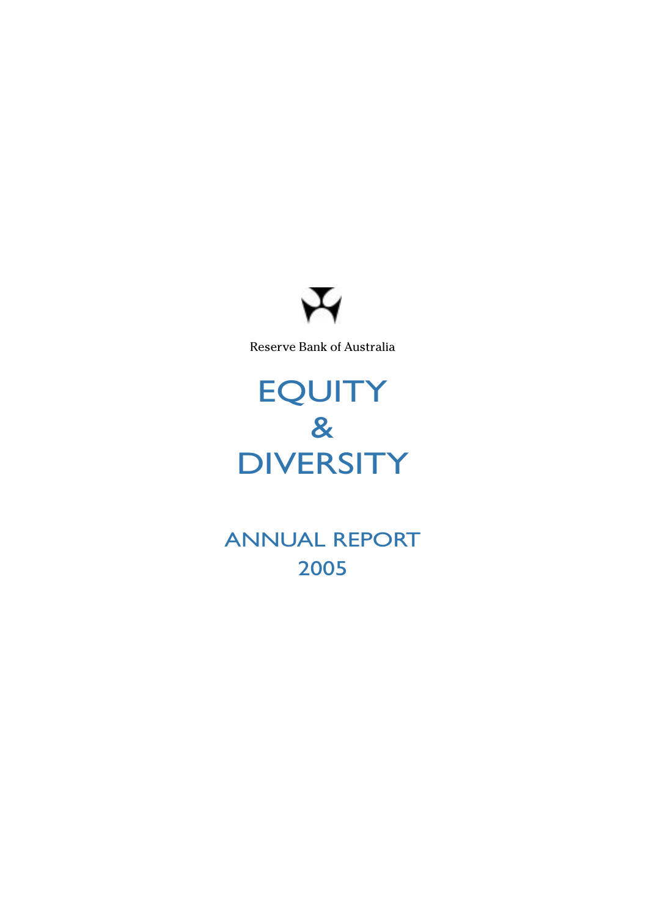Reserve Bank of Australia

# EQUITY & DIVERSITY

## ANNUAL REPORT 2005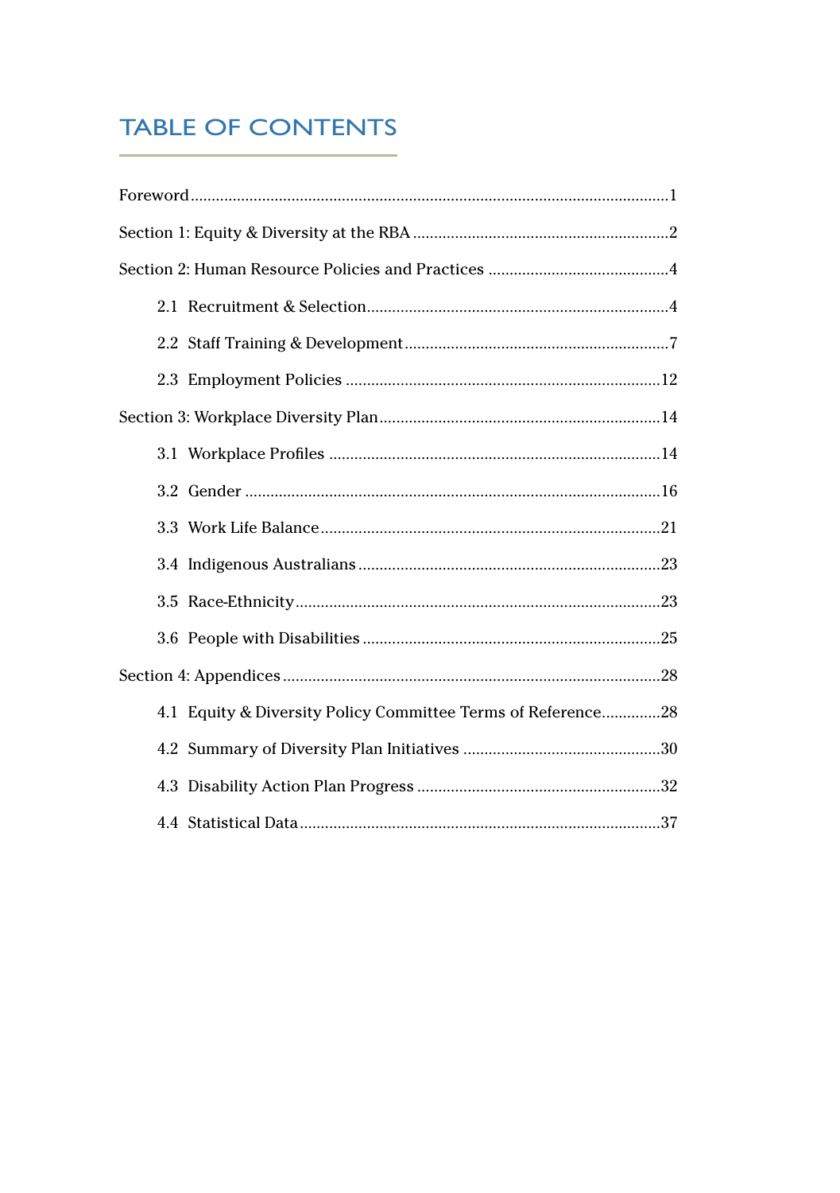# TABLE OF CONTENTS

Foreword ..... 1

Section 1: Equity & Diversity at the RBA ..... 2

Section 2: Human Resource Policies and Practices ..... 4

- 2.1 Recruitment & Selection ..... 4
- 2.2 Staff Training & Development ..... 7
- 2.3 Employment Policies ..... 12

Section 3: Workplace Diversity Plan ..... 14

- 3.1 Workplace Profiles ..... 14
- 3.2 Gender ..... 16
- 3.3 Work Life Balance ..... 21
- 3.4 Indigenous Australians ..... 23
- 3.5 Race-Ethnicity ..... 23
- 3.6 People with Disabilities ..... 25

Section 4: Appendices ..... 28

- 4.1 Equity & Diversity Policy Committee Terms of Reference ..... 28
- 4.2 Summary of Diversity Plan Initiatives ..... 30
- 4.3 Disability Action Plan Progress ..... 32
- 4.4 Statistical Data ..... 37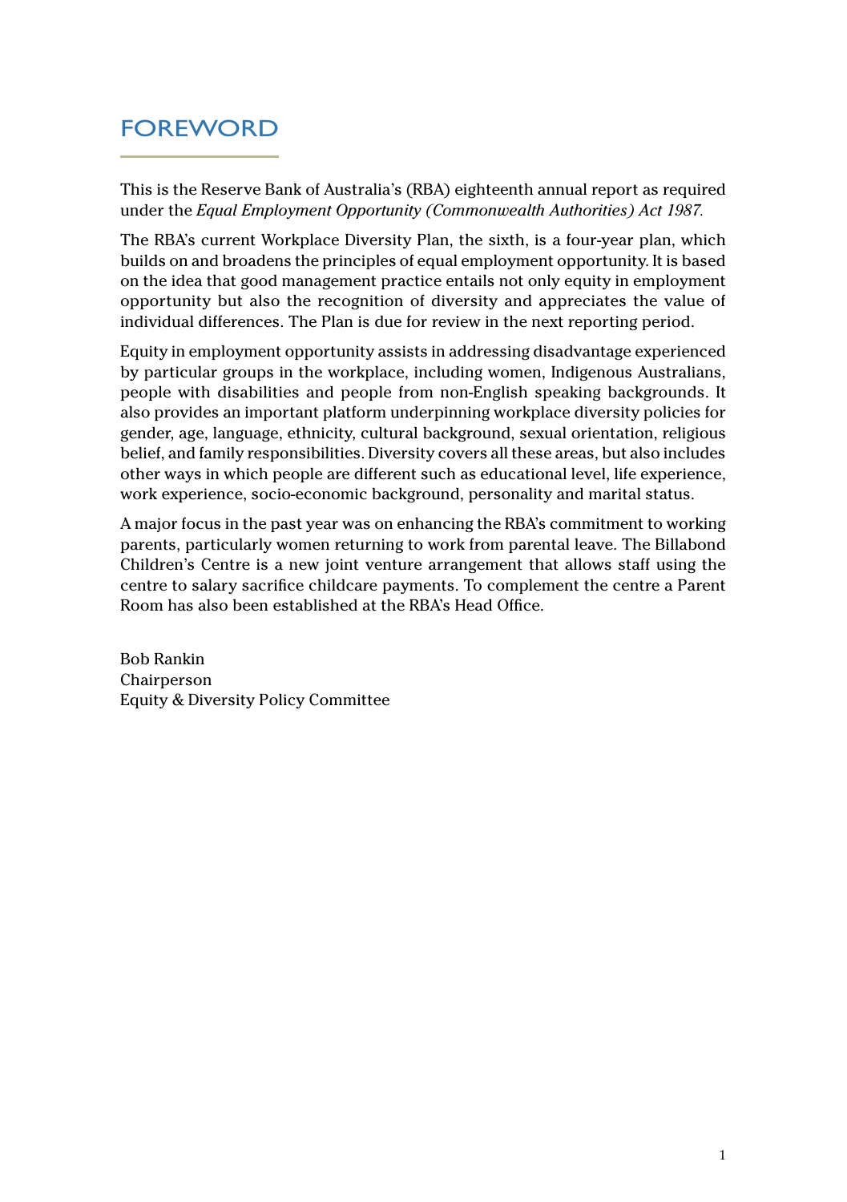# FOREWORD

This is the Reserve Bank of Australia's (RBA) eighteenth annual report as required under the *Equal Employment Opportunity (Commonwealth Authorities) Act 1987.*

The RBA's current Workplace Diversity Plan, the sixth, is a four-year plan, which builds on and broadens the principles of equal employment opportunity. It is based on the idea that good management practice entails not only equity in employment opportunity but also the recognition of diversity and appreciates the value of individual differences. The Plan is due for review in the next reporting period.

Equity in employment opportunity assists in addressing disadvantage experienced by particular groups in the workplace, including women, Indigenous Australians, people with disabilities and people from non-English speaking backgrounds. It also provides an important platform underpinning workplace diversity policies for gender, age, language, ethnicity, cultural background, sexual orientation, religious belief, and family responsibilities. Diversity covers all these areas, but also includes other ways in which people are different such as educational level, life experience, work experience, socio-economic background, personality and marital status.

A major focus in the past year was on enhancing the RBA's commitment to working parents, particularly women returning to work from parental leave. The Billabond Children's Centre is a new joint venture arrangement that allows staff using the centre to salary sacrifice childcare payments. To complement the centre a Parent Room has also been established at the RBA's Head Office.

Bob Rankin
Chairperson
Equity & Diversity Policy Committee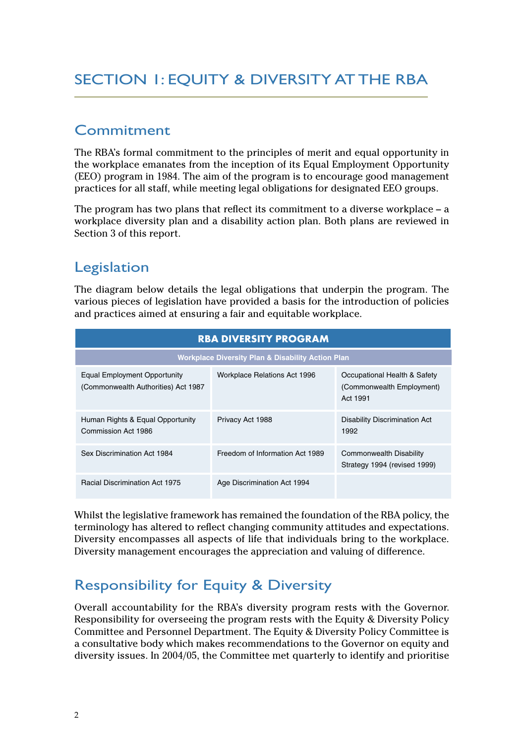# SECTION 1: EQUITY & DIVERSITY AT THE RBA

## Commitment

The RBA's formal commitment to the principles of merit and equal opportunity in the workplace emanates from the inception of its Equal Employment Opportunity (EEO) program in 1984. The aim of the program is to encourage good management practices for all staff, while meeting legal obligations for designated EEO groups.

The program has two plans that reflect its commitment to a diverse workplace – a workplace diversity plan and a disability action plan. Both plans are reviewed in Section 3 of this report.

## Legislation

The diagram below details the legal obligations that underpin the program. The various pieces of legislation have provided a basis for the introduction of policies and practices aimed at ensuring a fair and equitable workplace.

| **RBA DIVERSITY PROGRAM** | | |
|---|---|---|
| **Workplace Diversity Plan & Disability Action Plan** | | |
| Equal Employment Opportunity (Commonwealth Authorities) Act 1987 | Workplace Relations Act 1996 | Occupational Health & Safety (Commonwealth Employment) Act 1991 |
| Human Rights & Equal Opportunity Commission Act 1986 | Privacy Act 1988 | Disability Discrimination Act 1992 |
| Sex Discrimination Act 1984 | Freedom of Information Act 1989 | Commonwealth Disability Strategy 1994 (revised 1999) |
| Racial Discrimination Act 1975 | Age Discrimination Act 1994 | |

Whilst the legislative framework has remained the foundation of the RBA policy, the terminology has altered to reflect changing community attitudes and expectations. Diversity encompasses all aspects of life that individuals bring to the workplace. Diversity management encourages the appreciation and valuing of difference.

## Responsibility for Equity & Diversity

Overall accountability for the RBA's diversity program rests with the Governor. Responsibility for overseeing the program rests with the Equity & Diversity Policy Committee and Personnel Department. The Equity & Diversity Policy Committee is a consultative body which makes recommendations to the Governor on equity and diversity issues. In 2004/05, the Committee met quarterly to identify and prioritise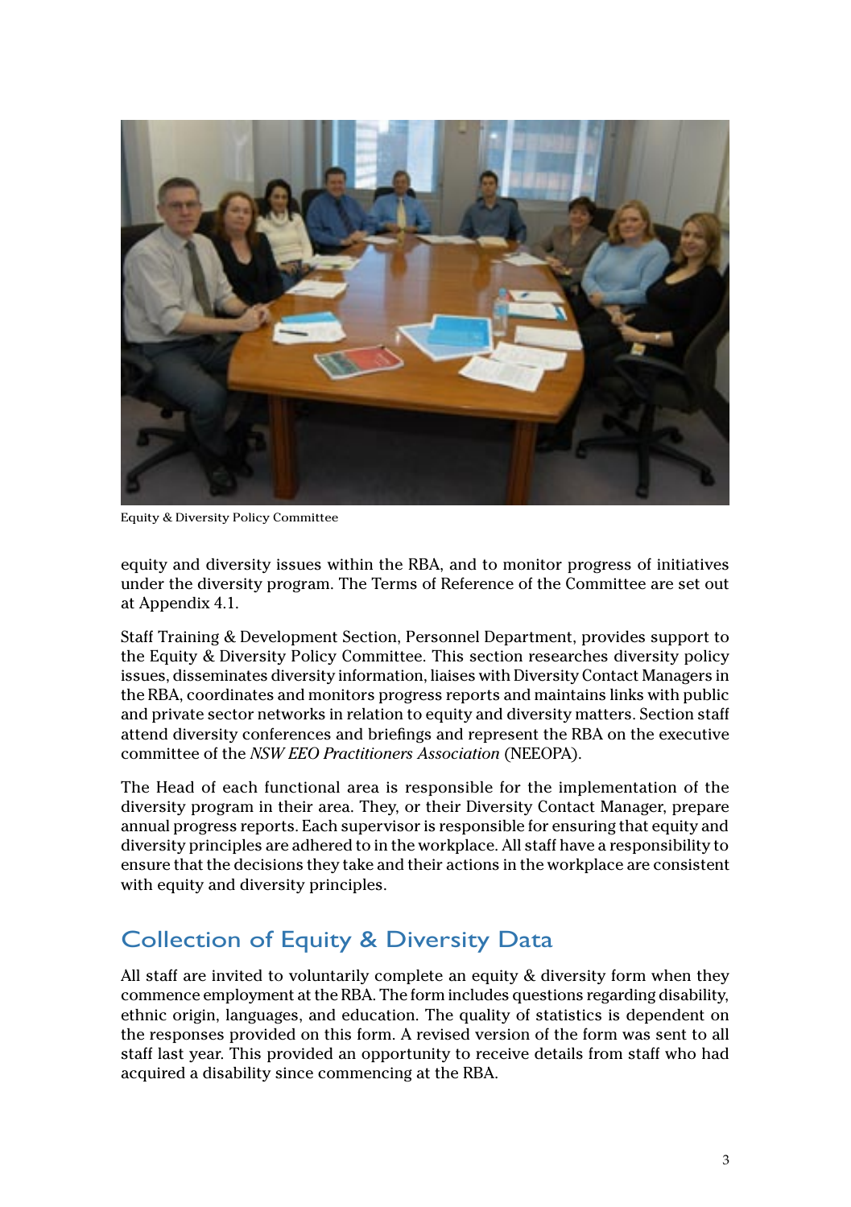Equity & Diversity Policy Committee

equity and diversity issues within the RBA, and to monitor progress of initiatives under the diversity program. The Terms of Reference of the Committee are set out at Appendix 4.1.

Staff Training & Development Section, Personnel Department, provides support to the Equity & Diversity Policy Committee. This section researches diversity policy issues, disseminates diversity information, liaises with Diversity Contact Managers in the RBA, coordinates and monitors progress reports and maintains links with public and private sector networks in relation to equity and diversity matters. Section staff attend diversity conferences and briefings and represent the RBA on the executive committee of the *NSW EEO Practitioners Association* (NEEOPA).

The Head of each functional area is responsible for the implementation of the diversity program in their area. They, or their Diversity Contact Manager, prepare annual progress reports. Each supervisor is responsible for ensuring that equity and diversity principles are adhered to in the workplace. All staff have a responsibility to ensure that the decisions they take and their actions in the workplace are consistent with equity and diversity principles.

## Collection of Equity & Diversity Data

All staff are invited to voluntarily complete an equity & diversity form when they commence employment at the RBA. The form includes questions regarding disability, ethnic origin, languages, and education. The quality of statistics is dependent on the responses provided on this form. A revised version of the form was sent to all staff last year. This provided an opportunity to receive details from staff who had acquired a disability since commencing at the RBA.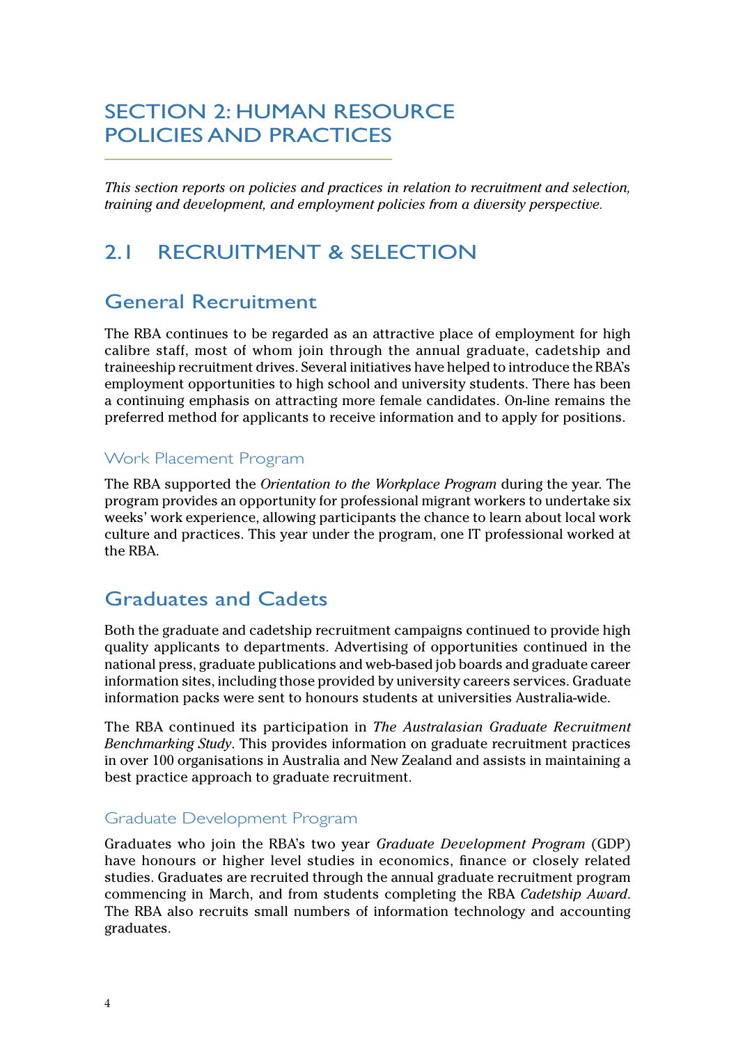# SECTION 2: HUMAN RESOURCE POLICIES AND PRACTICES

*This section reports on policies and practices in relation to recruitment and selection, training and development, and employment policies from a diversity perspective.*

## 2.1 RECRUITMENT & SELECTION

### General Recruitment

The RBA continues to be regarded as an attractive place of employment for high calibre staff, most of whom join through the annual graduate, cadetship and traineeship recruitment drives. Several initiatives have helped to introduce the RBA's employment opportunities to high school and university students. There has been a continuing emphasis on attracting more female candidates. On-line remains the preferred method for applicants to receive information and to apply for positions.

#### Work Placement Program

The RBA supported the *Orientation to the Workplace Program* during the year. The program provides an opportunity for professional migrant workers to undertake six weeks' work experience, allowing participants the chance to learn about local work culture and practices. This year under the program, one IT professional worked at the RBA.

### Graduates and Cadets

Both the graduate and cadetship recruitment campaigns continued to provide high quality applicants to departments. Advertising of opportunities continued in the national press, graduate publications and web-based job boards and graduate career information sites, including those provided by university careers services. Graduate information packs were sent to honours students at universities Australia-wide.

The RBA continued its participation in *The Australasian Graduate Recruitment Benchmarking Study*. This provides information on graduate recruitment practices in over 100 organisations in Australia and New Zealand and assists in maintaining a best practice approach to graduate recruitment.

#### Graduate Development Program

Graduates who join the RBA's two year *Graduate Development Program* (GDP) have honours or higher level studies in economics, finance or closely related studies. Graduates are recruited through the annual graduate recruitment program commencing in March, and from students completing the RBA *Cadetship Award*. The RBA also recruits small numbers of information technology and accounting graduates.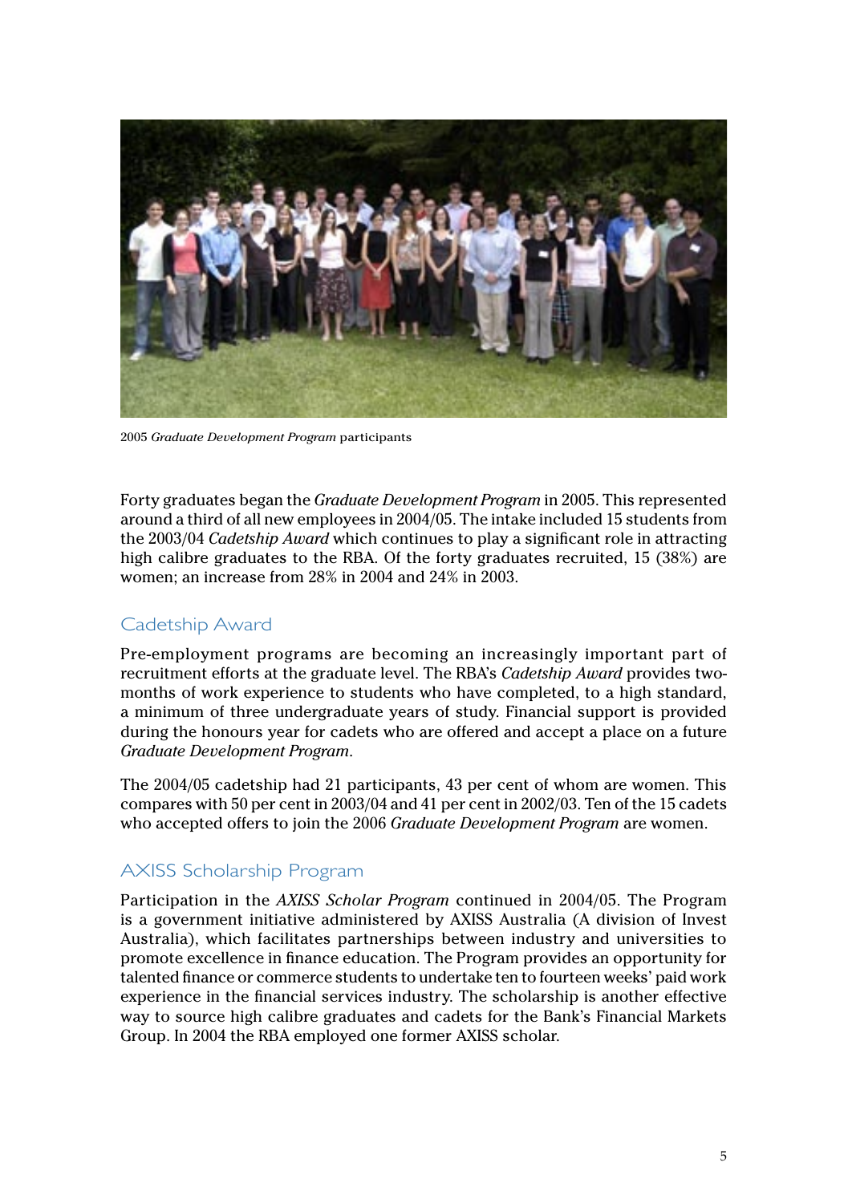2005 *Graduate Development Program* participants

Forty graduates began the *Graduate Development Program* in 2005. This represented around a third of all new employees in 2004/05. The intake included 15 students from the 2003/04 *Cadetship Award* which continues to play a significant role in attracting high calibre graduates to the RBA. Of the forty graduates recruited, 15 (38%) are women; an increase from 28% in 2004 and 24% in 2003.

## Cadetship Award

Pre-employment programs are becoming an increasingly important part of recruitment efforts at the graduate level. The RBA's *Cadetship Award* provides two-months of work experience to students who have completed, to a high standard, a minimum of three undergraduate years of study. Financial support is provided during the honours year for cadets who are offered and accept a place on a future *Graduate Development Program*.

The 2004/05 cadetship had 21 participants, 43 per cent of whom are women. This compares with 50 per cent in 2003/04 and 41 per cent in 2002/03. Ten of the 15 cadets who accepted offers to join the 2006 *Graduate Development Program* are women.

## AXISS Scholarship Program

Participation in the *AXISS Scholar Program* continued in 2004/05. The Program is a government initiative administered by AXISS Australia (A division of Invest Australia), which facilitates partnerships between industry and universities to promote excellence in finance education. The Program provides an opportunity for talented finance or commerce students to undertake ten to fourteen weeks' paid work experience in the financial services industry. The scholarship is another effective way to source high calibre graduates and cadets for the Bank's Financial Markets Group. In 2004 the RBA employed one former AXISS scholar.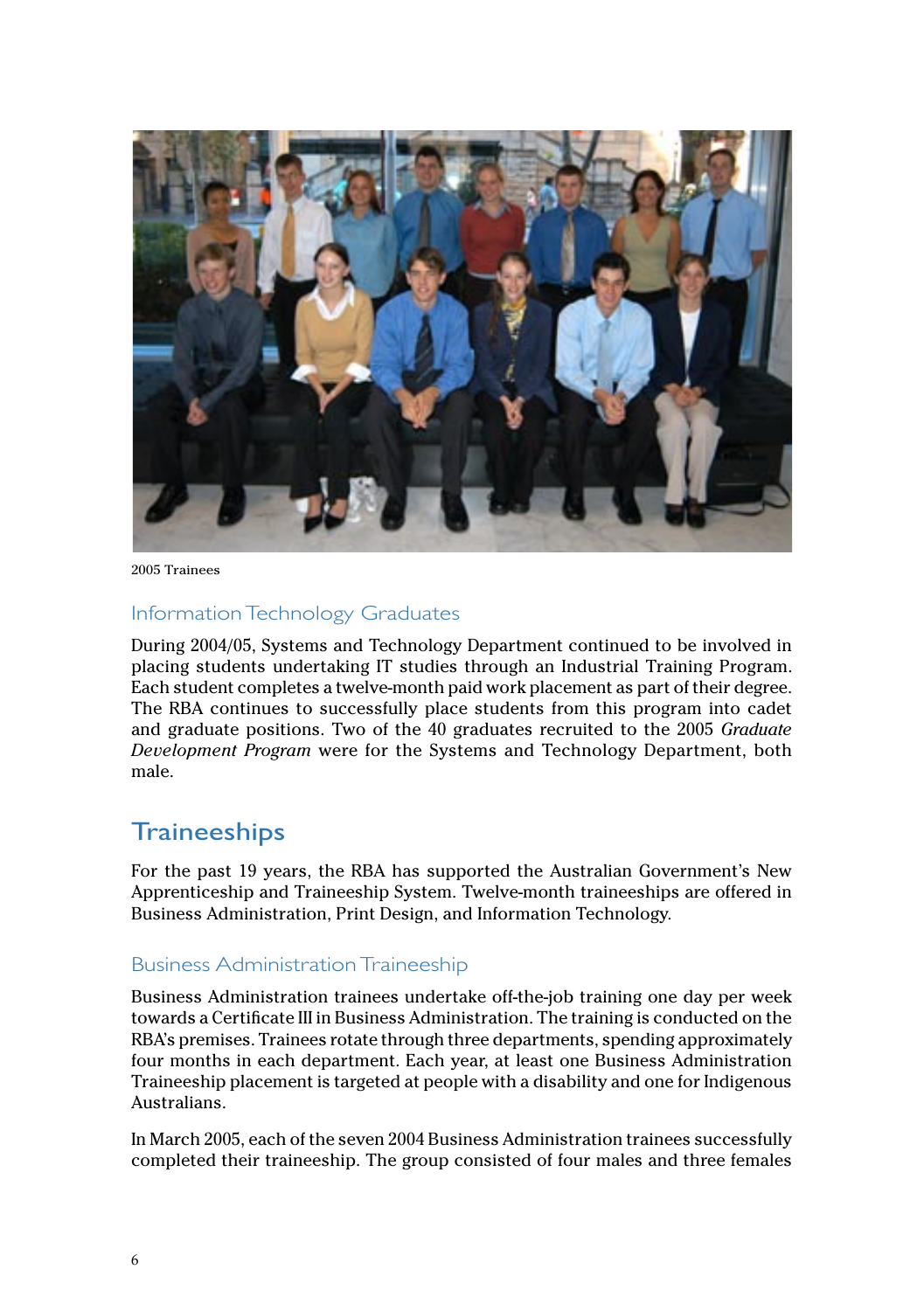2005 Trainees

### Information Technology Graduates

During 2004/05, Systems and Technology Department continued to be involved in placing students undertaking IT studies through an Industrial Training Program. Each student completes a twelve-month paid work placement as part of their degree. The RBA continues to successfully place students from this program into cadet and graduate positions. Two of the 40 graduates recruited to the 2005 *Graduate Development Program* were for the Systems and Technology Department, both male.

## Traineeships

For the past 19 years, the RBA has supported the Australian Government's New Apprenticeship and Traineeship System. Twelve-month traineeships are offered in Business Administration, Print Design, and Information Technology.

### Business Administration Traineeship

Business Administration trainees undertake off-the-job training one day per week towards a Certificate III in Business Administration. The training is conducted on the RBA's premises. Trainees rotate through three departments, spending approximately four months in each department. Each year, at least one Business Administration Traineeship placement is targeted at people with a disability and one for Indigenous Australians.

In March 2005, each of the seven 2004 Business Administration trainees successfully completed their traineeship. The group consisted of four males and three females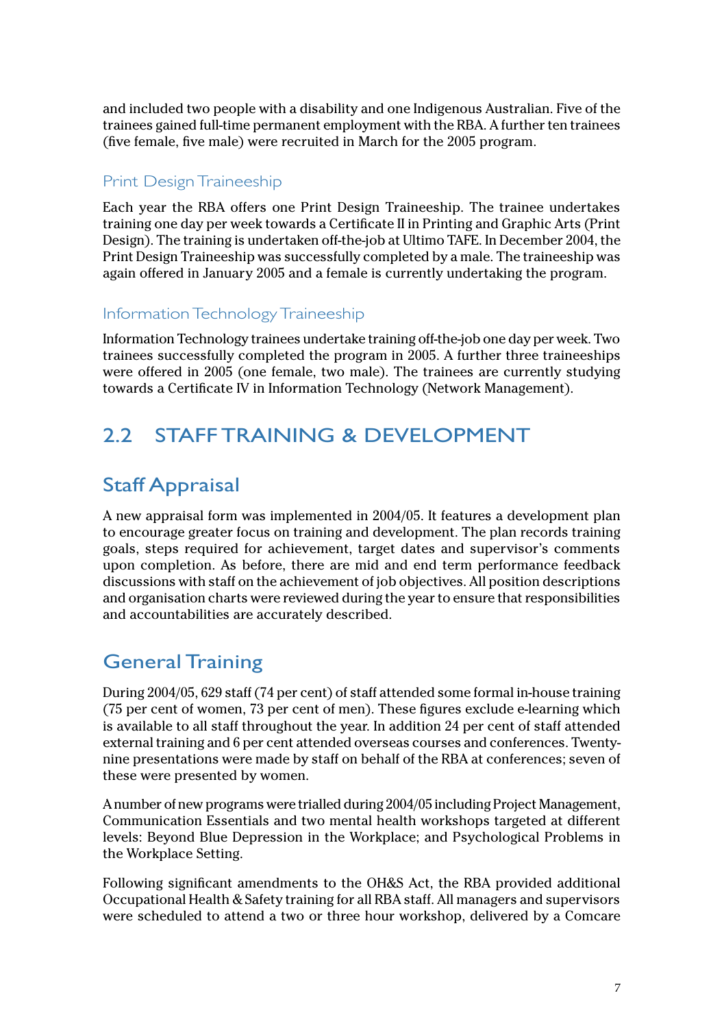and included two people with a disability and one Indigenous Australian. Five of the trainees gained full-time permanent employment with the RBA. A further ten trainees (five female, five male) were recruited in March for the 2005 program.

### Print Design Traineeship

Each year the RBA offers one Print Design Traineeship. The trainee undertakes training one day per week towards a Certificate II in Printing and Graphic Arts (Print Design). The training is undertaken off-the-job at Ultimo TAFE. In December 2004, the Print Design Traineeship was successfully completed by a male. The traineeship was again offered in January 2005 and a female is currently undertaking the program.

### Information Technology Traineeship

Information Technology trainees undertake training off-the-job one day per week. Two trainees successfully completed the program in 2005. A further three traineeships were offered in 2005 (one female, two male). The trainees are currently studying towards a Certificate IV in Information Technology (Network Management).

# 2.2 STAFF TRAINING & DEVELOPMENT

## Staff Appraisal

A new appraisal form was implemented in 2004/05. It features a development plan to encourage greater focus on training and development. The plan records training goals, steps required for achievement, target dates and supervisor's comments upon completion. As before, there are mid and end term performance feedback discussions with staff on the achievement of job objectives. All position descriptions and organisation charts were reviewed during the year to ensure that responsibilities and accountabilities are accurately described.

## General Training

During 2004/05, 629 staff (74 per cent) of staff attended some formal in-house training (75 per cent of women, 73 per cent of men). These figures exclude e-learning which is available to all staff throughout the year. In addition 24 per cent of staff attended external training and 6 per cent attended overseas courses and conferences. Twenty-nine presentations were made by staff on behalf of the RBA at conferences; seven of these were presented by women.

A number of new programs were trialled during 2004/05 including Project Management, Communication Essentials and two mental health workshops targeted at different levels: Beyond Blue Depression in the Workplace; and Psychological Problems in the Workplace Setting.

Following significant amendments to the OH&S Act, the RBA provided additional Occupational Health & Safety training for all RBA staff. All managers and supervisors were scheduled to attend a two or three hour workshop, delivered by a Comcare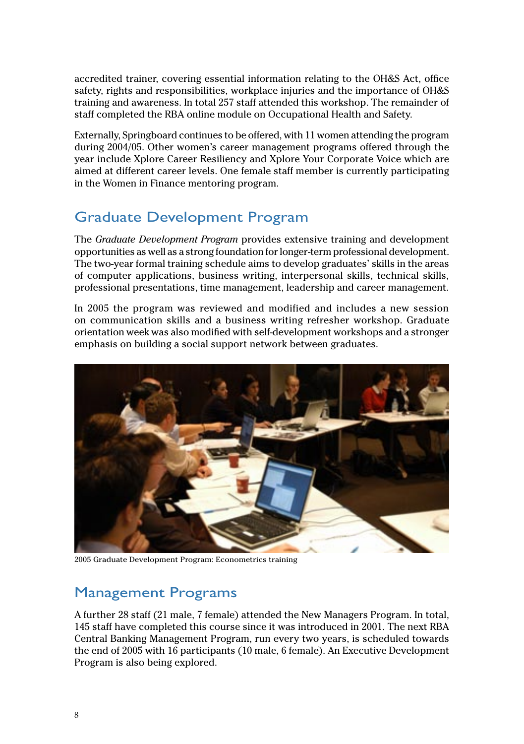accredited trainer, covering essential information relating to the OH&S Act, office safety, rights and responsibilities, workplace injuries and the importance of OH&S training and awareness. In total 257 staff attended this workshop. The remainder of staff completed the RBA online module on Occupational Health and Safety.

Externally, Springboard continues to be offered, with 11 women attending the program during 2004/05. Other women's career management programs offered through the year include Xplore Career Resiliency and Xplore Your Corporate Voice which are aimed at different career levels. One female staff member is currently participating in the Women in Finance mentoring program.

## Graduate Development Program

The *Graduate Development Program* provides extensive training and development opportunities as well as a strong foundation for longer-term professional development. The two-year formal training schedule aims to develop graduates' skills in the areas of computer applications, business writing, interpersonal skills, technical skills, professional presentations, time management, leadership and career management.

In 2005 the program was reviewed and modified and includes a new session on communication skills and a business writing refresher workshop. Graduate orientation week was also modified with self-development workshops and a stronger emphasis on building a social support network between graduates.

2005 Graduate Development Program: Econometrics training

## Management Programs

A further 28 staff (21 male, 7 female) attended the New Managers Program. In total, 145 staff have completed this course since it was introduced in 2001. The next RBA Central Banking Management Program, run every two years, is scheduled towards the end of 2005 with 16 participants (10 male, 6 female). An Executive Development Program is also being explored.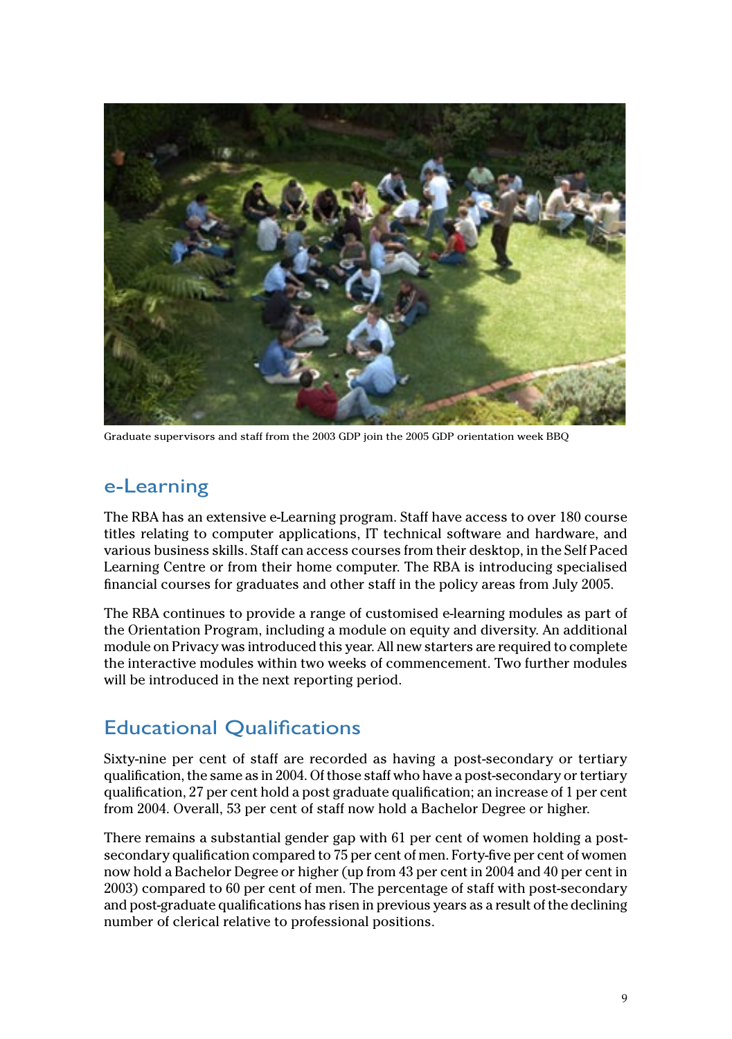Graduate supervisors and staff from the 2003 GDP join the 2005 GDP orientation week BBQ

## e-Learning

The RBA has an extensive e-Learning program. Staff have access to over 180 course titles relating to computer applications, IT technical software and hardware, and various business skills. Staff can access courses from their desktop, in the Self Paced Learning Centre or from their home computer. The RBA is introducing specialised financial courses for graduates and other staff in the policy areas from July 2005.

The RBA continues to provide a range of customised e-learning modules as part of the Orientation Program, including a module on equity and diversity. An additional module on Privacy was introduced this year. All new starters are required to complete the interactive modules within two weeks of commencement. Two further modules will be introduced in the next reporting period.

## Educational Qualifications

Sixty-nine per cent of staff are recorded as having a post-secondary or tertiary qualification, the same as in 2004. Of those staff who have a post-secondary or tertiary qualification, 27 per cent hold a post graduate qualification; an increase of 1 per cent from 2004. Overall, 53 per cent of staff now hold a Bachelor Degree or higher.

There remains a substantial gender gap with 61 per cent of women holding a post-secondary qualification compared to 75 per cent of men. Forty-five per cent of women now hold a Bachelor Degree or higher (up from 43 per cent in 2004 and 40 per cent in 2003) compared to 60 per cent of men. The percentage of staff with post-secondary and post-graduate qualifications has risen in previous years as a result of the declining number of clerical relative to professional positions.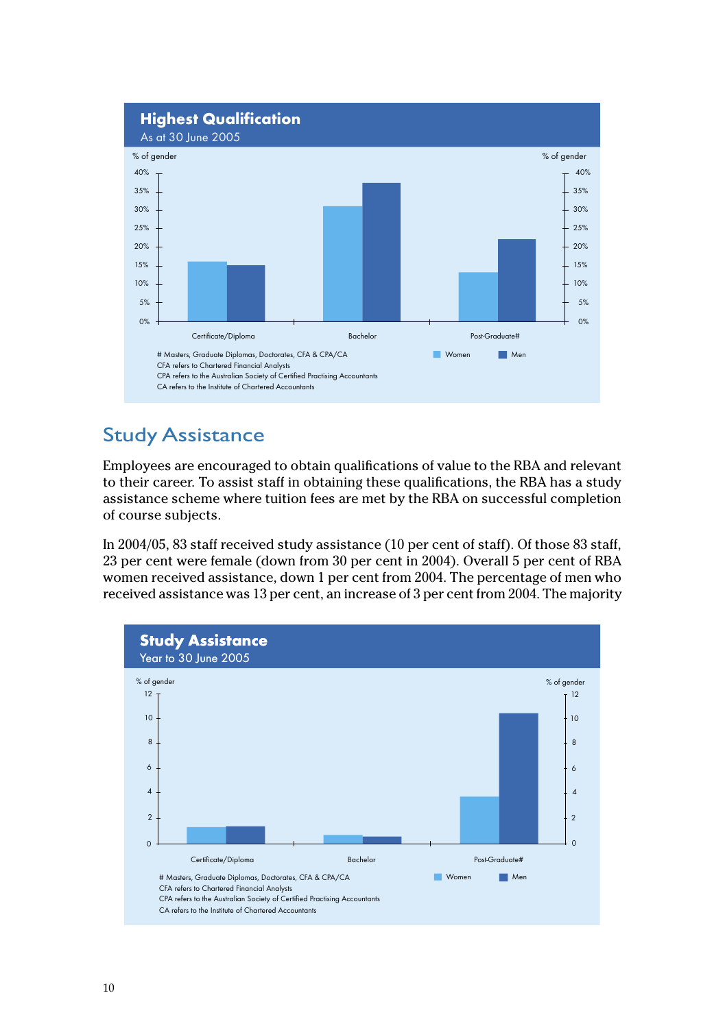**Highest Qualification**
As at 30 June 2005

% of gender

Certificate/Diploma | Bachelor | Post-Graduate#

Women | Men

# Masters, Graduate Diplomas, Doctorates, CFA & CPA/CA
CFA refers to Chartered Financial Analysts
CPA refers to the Australian Society of Certified Practising Accountants
CA refers to the Institute of Chartered Accountants

## Study Assistance

Employees are encouraged to obtain qualifications of value to the RBA and relevant to their career. To assist staff in obtaining these qualifications, the RBA has a study assistance scheme where tuition fees are met by the RBA on successful completion of course subjects.

In 2004/05, 83 staff received study assistance (10 per cent of staff). Of those 83 staff, 23 per cent were female (down from 30 per cent in 2004). Overall 5 per cent of RBA women received assistance, down 1 per cent from 2004. The percentage of men who received assistance was 13 per cent, an increase of 3 per cent from 2004. The majority

**Study Assistance**
Year to 30 June 2005

% of gender

Certificate/Diploma | Bachelor | Post-Graduate#

Women | Men

# Masters, Graduate Diplomas, Doctorates, CFA & CPA/CA
CFA refers to Chartered Financial Analysts
CPA refers to the Australian Society of Certified Practising Accountants
CA refers to the Institute of Chartered Accountants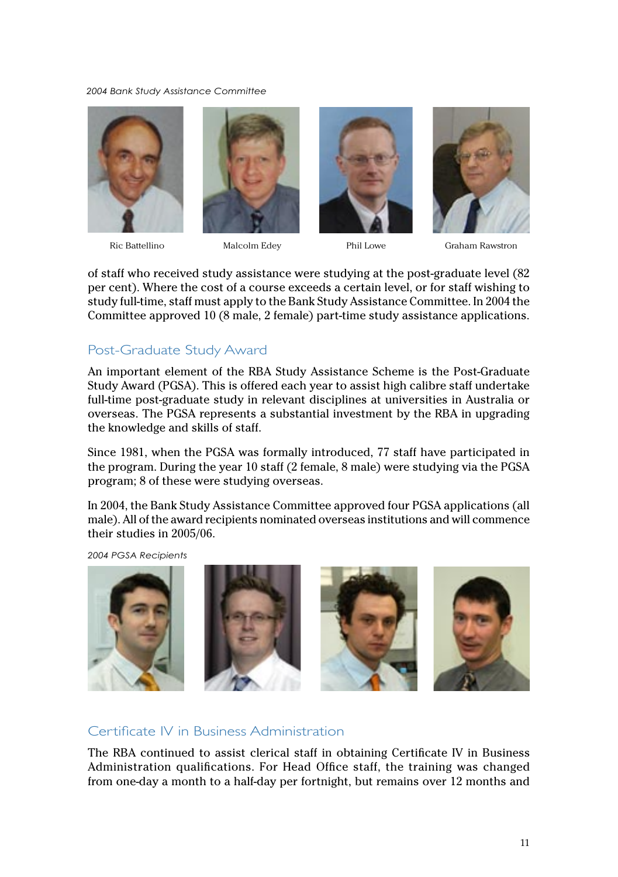*2004 Bank Study Assistance Committee*

Ric Battellino Malcolm Edey Phil Lowe Graham Rawstron

of staff who received study assistance were studying at the post-graduate level (82 per cent). Where the cost of a course exceeds a certain level, or for staff wishing to study full-time, staff must apply to the Bank Study Assistance Committee. In 2004 the Committee approved 10 (8 male, 2 female) part-time study assistance applications.

## Post-Graduate Study Award

An important element of the RBA Study Assistance Scheme is the Post-Graduate Study Award (PGSA). This is offered each year to assist high calibre staff undertake full-time post-graduate study in relevant disciplines at universities in Australia or overseas. The PGSA represents a substantial investment by the RBA in upgrading the knowledge and skills of staff.

Since 1981, when the PGSA was formally introduced, 77 staff have participated in the program. During the year 10 staff (2 female, 8 male) were studying via the PGSA program; 8 of these were studying overseas.

In 2004, the Bank Study Assistance Committee approved four PGSA applications (all male). All of the award recipients nominated overseas institutions and will commence their studies in 2005/06.

*2004 PGSA Recipients*

## Certificate IV in Business Administration

The RBA continued to assist clerical staff in obtaining Certificate IV in Business Administration qualifications. For Head Office staff, the training was changed from one-day a month to a half-day per fortnight, but remains over 12 months and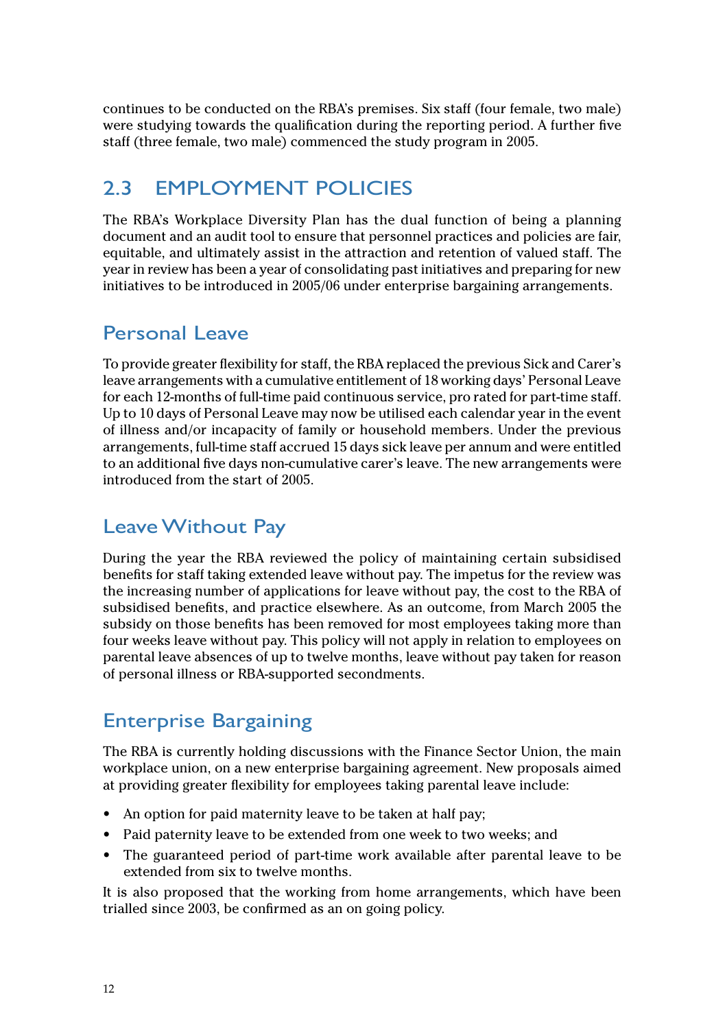continues to be conducted on the RBA's premises. Six staff (four female, two male) were studying towards the qualification during the reporting period. A further five staff (three female, two male) commenced the study program in 2005.

## 2.3 EMPLOYMENT POLICIES

The RBA's Workplace Diversity Plan has the dual function of being a planning document and an audit tool to ensure that personnel practices and policies are fair, equitable, and ultimately assist in the attraction and retention of valued staff. The year in review has been a year of consolidating past initiatives and preparing for new initiatives to be introduced in 2005/06 under enterprise bargaining arrangements.

### Personal Leave

To provide greater flexibility for staff, the RBA replaced the previous Sick and Carer's leave arrangements with a cumulative entitlement of 18 working days' Personal Leave for each 12-months of full-time paid continuous service, pro rated for part-time staff. Up to 10 days of Personal Leave may now be utilised each calendar year in the event of illness and/or incapacity of family or household members. Under the previous arrangements, full-time staff accrued 15 days sick leave per annum and were entitled to an additional five days non-cumulative carer's leave. The new arrangements were introduced from the start of 2005.

### Leave Without Pay

During the year the RBA reviewed the policy of maintaining certain subsidised benefits for staff taking extended leave without pay. The impetus for the review was the increasing number of applications for leave without pay, the cost to the RBA of subsidised benefits, and practice elsewhere. As an outcome, from March 2005 the subsidy on those benefits has been removed for most employees taking more than four weeks leave without pay. This policy will not apply in relation to employees on parental leave absences of up to twelve months, leave without pay taken for reason of personal illness or RBA-supported secondments.

### Enterprise Bargaining

The RBA is currently holding discussions with the Finance Sector Union, the main workplace union, on a new enterprise bargaining agreement. New proposals aimed at providing greater flexibility for employees taking parental leave include:

- An option for paid maternity leave to be taken at half pay;
- Paid paternity leave to be extended from one week to two weeks; and
- The guaranteed period of part-time work available after parental leave to be extended from six to twelve months.

It is also proposed that the working from home arrangements, which have been trialled since 2003, be confirmed as an on going policy.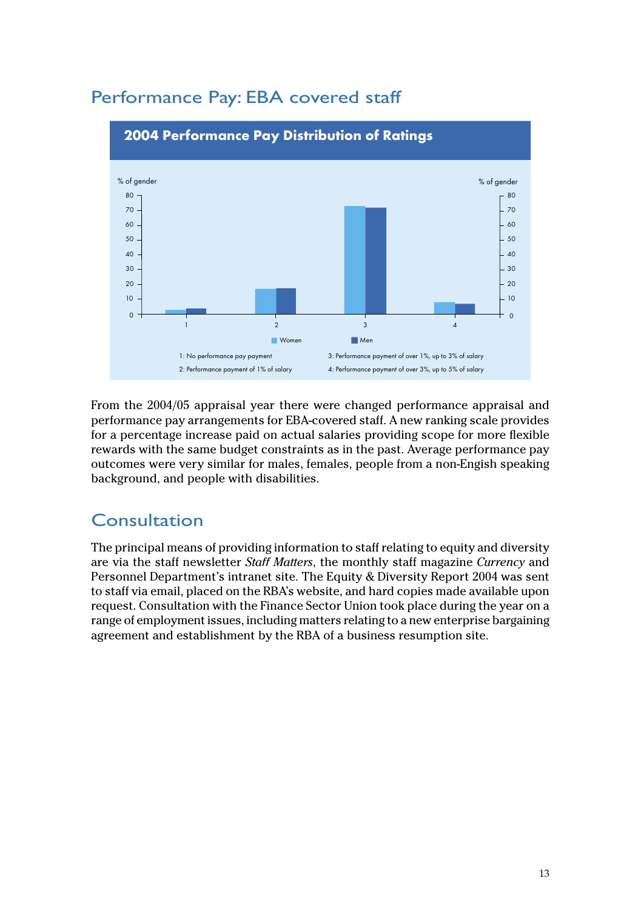## Performance Pay: EBA covered staff

**2004 Performance Pay Distribution of Ratings**

% of gender

Women / Men

1: No performance pay payment

2: Performance payment of 1% of salary

3: Performance payment of over 1%, up to 3% of salary

4: Performance payment of over 3%, up to 5% of salary

From the 2004/05 appraisal year there were changed performance appraisal and performance pay arrangements for EBA-covered staff. A new ranking scale provides for a percentage increase paid on actual salaries providing scope for more flexible rewards with the same budget constraints as in the past. Average performance pay outcomes were very similar for males, females, people from a non-Engish speaking background, and people with disabilities.

## Consultation

The principal means of providing information to staff relating to equity and diversity are via the staff newsletter *Staff Matters*, the monthly staff magazine *Currency* and Personnel Department's intranet site. The Equity & Diversity Report 2004 was sent to staff via email, placed on the RBA's website, and hard copies made available upon request. Consultation with the Finance Sector Union took place during the year on a range of employment issues, including matters relating to a new enterprise bargaining agreement and establishment by the RBA of a business resumption site.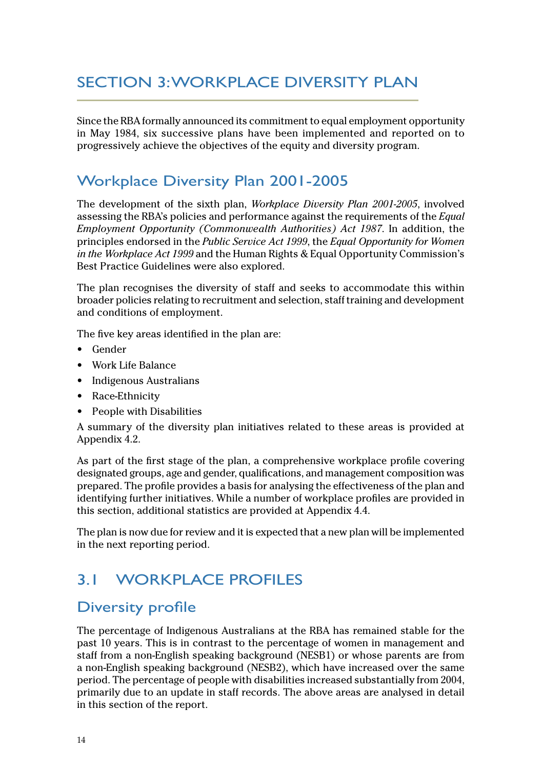# SECTION 3: WORKPLACE DIVERSITY PLAN

Since the RBA formally announced its commitment to equal employment opportunity in May 1984, six successive plans have been implemented and reported on to progressively achieve the objectives of the equity and diversity program.

## Workplace Diversity Plan 2001-2005

The development of the sixth plan, *Workplace Diversity Plan 2001-2005*, involved assessing the RBA's policies and performance against the requirements of the *Equal Employment Opportunity (Commonwealth Authorities) Act 1987*. In addition, the principles endorsed in the *Public Service Act 1999*, the *Equal Opportunity for Women in the Workplace Act 1999* and the Human Rights & Equal Opportunity Commission's Best Practice Guidelines were also explored.

The plan recognises the diversity of staff and seeks to accommodate this within broader policies relating to recruitment and selection, staff training and development and conditions of employment.

The five key areas identified in the plan are:

- Gender
- Work Life Balance
- Indigenous Australians
- Race-Ethnicity
- People with Disabilities

A summary of the diversity plan initiatives related to these areas is provided at Appendix 4.2.

As part of the first stage of the plan, a comprehensive workplace profile covering designated groups, age and gender, qualifications, and management composition was prepared. The profile provides a basis for analysing the effectiveness of the plan and identifying further initiatives. While a number of workplace profiles are provided in this section, additional statistics are provided at Appendix 4.4.

The plan is now due for review and it is expected that a new plan will be implemented in the next reporting period.

# 3.1 WORKPLACE PROFILES

## Diversity profile

The percentage of Indigenous Australians at the RBA has remained stable for the past 10 years. This is in contrast to the percentage of women in management and staff from a non-English speaking background (NESB1) or whose parents are from a non-English speaking background (NESB2), which have increased over the same period. The percentage of people with disabilities increased substantially from 2004, primarily due to an update in staff records. The above areas are analysed in detail in this section of the report.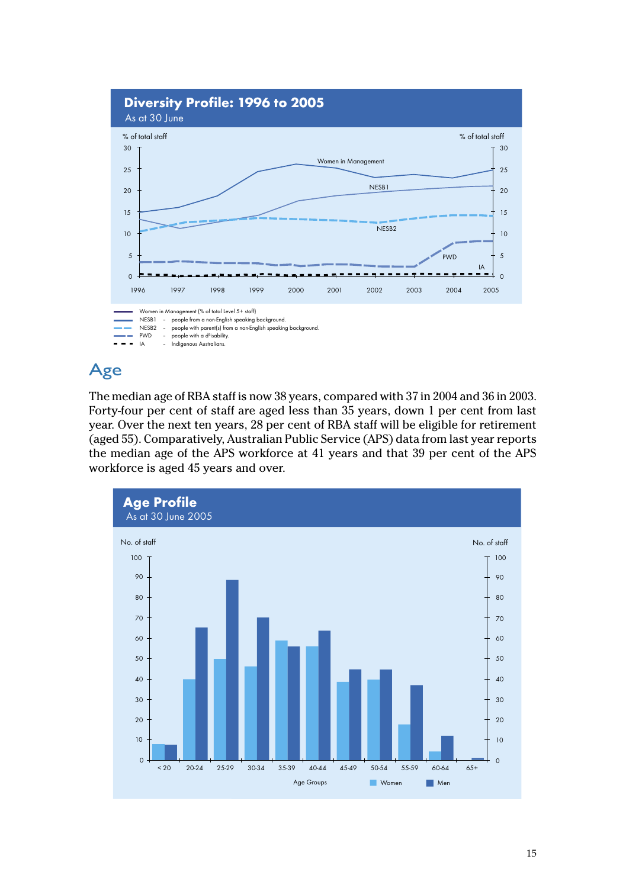**Diversity Profile: 1996 to 2005**
As at 30 June

Women in Management (% of total Level 5+ staff)
NESB1 – people from a non-English speaking background.
NESB2 – people with parent(s) from a non-English speaking background.
PWD – people with a disability.
IA – Indigenous Australians.

## Age

The median age of RBA staff is now 38 years, compared with 37 in 2004 and 36 in 2003. Forty-four per cent of staff are aged less than 35 years, down 1 per cent from last year. Over the next ten years, 28 per cent of RBA staff will be eligible for retirement (aged 55). Comparatively, Australian Public Service (APS) data from last year reports the median age of the APS workforce at 41 years and that 39 per cent of the APS workforce is aged 45 years and over.

**Age Profile**
As at 30 June 2005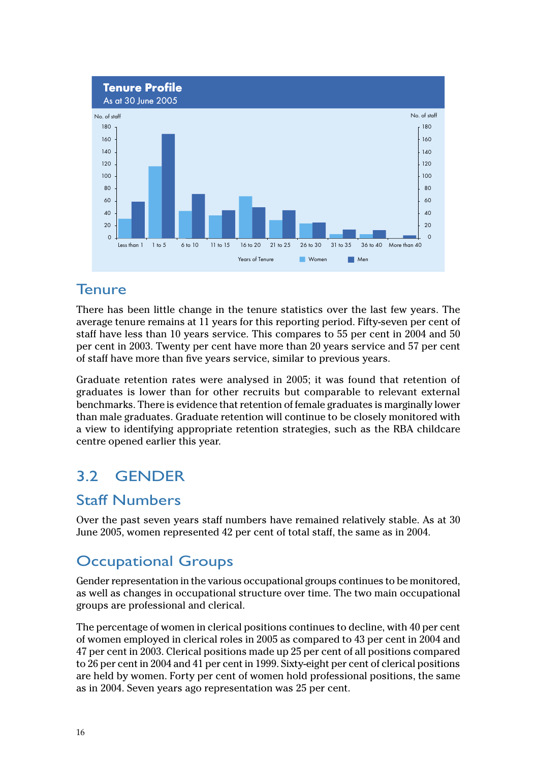**Tenure Profile**
As at 30 June 2005

## Tenure

There has been little change in the tenure statistics over the last few years. The average tenure remains at 11 years for this reporting period. Fifty-seven per cent of staff have less than 10 years service. This compares to 55 per cent in 2004 and 50 per cent in 2003. Twenty per cent have more than 20 years service and 57 per cent of staff have more than five years service, similar to previous years.

Graduate retention rates were analysed in 2005; it was found that retention of graduates is lower than for other recruits but comparable to relevant external benchmarks. There is evidence that retention of female graduates is marginally lower than male graduates. Graduate retention will continue to be closely monitored with a view to identifying appropriate retention strategies, such as the RBA childcare centre opened earlier this year.

# 3.2 GENDER

## Staff Numbers

Over the past seven years staff numbers have remained relatively stable. As at 30 June 2005, women represented 42 per cent of total staff, the same as in 2004.

## Occupational Groups

Gender representation in the various occupational groups continues to be monitored, as well as changes in occupational structure over time. The two main occupational groups are professional and clerical.

The percentage of women in clerical positions continues to decline, with 40 per cent of women employed in clerical roles in 2005 as compared to 43 per cent in 2004 and 47 per cent in 2003. Clerical positions made up 25 per cent of all positions compared to 26 per cent in 2004 and 41 per cent in 1999. Sixty-eight per cent of clerical positions are held by women. Forty per cent of women hold professional positions, the same as in 2004. Seven years ago representation was 25 per cent.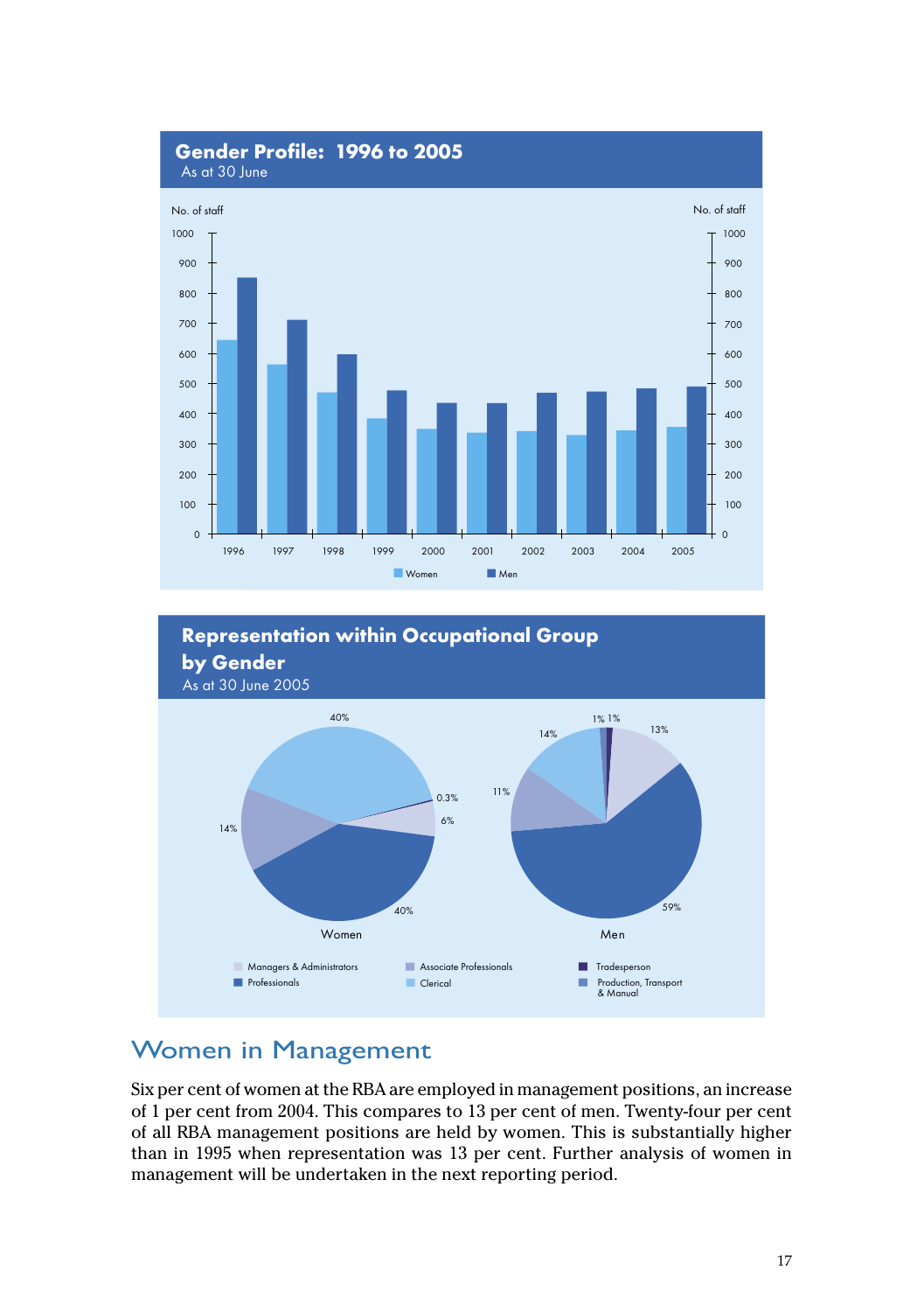## Gender Profile: 1996 to 2005

As at 30 June

No. of staff

Women / Men

## Representation within Occupational Group by Gender

As at 30 June 2005

Women: 40%, 0.3%, 6%, 40%, 14%

Men: 1%, 1%, 13%, 59%, 11%, 14%

Managers & Administrators; Professionals; Associate Professionals; Clerical; Tradesperson; Production, Transport & Manual

# Women in Management

Six per cent of women at the RBA are employed in management positions, an increase of 1 per cent from 2004. This compares to 13 per cent of men. Twenty-four per cent of all RBA management positions are held by women. This is substantially higher than in 1995 when representation was 13 per cent. Further analysis of women in management will be undertaken in the next reporting period.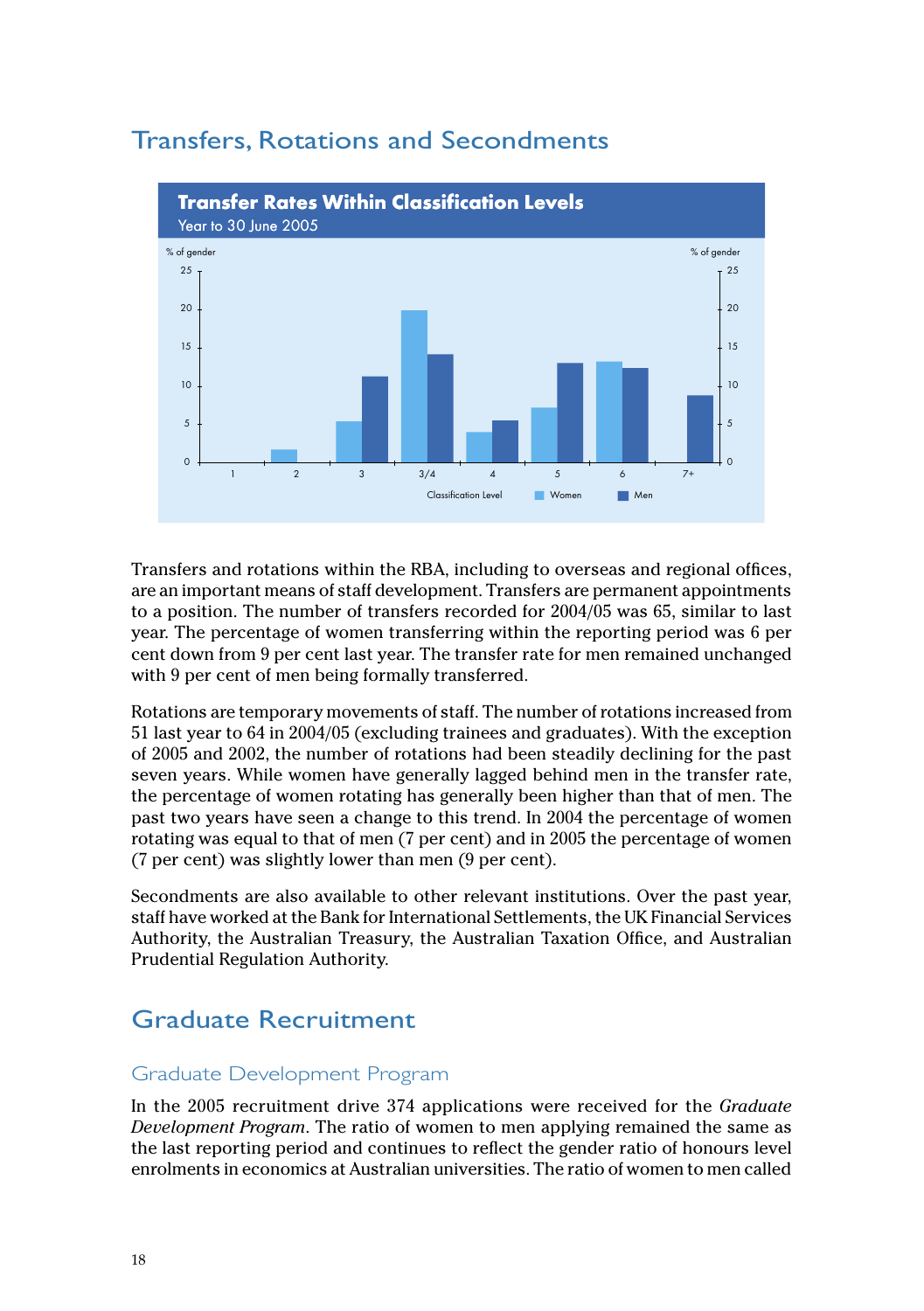## Transfers, Rotations and Secondments

**Transfer Rates Within Classification Levels**
Year to 30 June 2005

% of gender

Classification Level: 1, 2, 3, 3/4, 4, 5, 6, 7+

Women / Men

Transfers and rotations within the RBA, including to overseas and regional offices, are an important means of staff development. Transfers are permanent appointments to a position. The number of transfers recorded for 2004/05 was 65, similar to last year. The percentage of women transferring within the reporting period was 6 per cent down from 9 per cent last year. The transfer rate for men remained unchanged with 9 per cent of men being formally transferred.

Rotations are temporary movements of staff. The number of rotations increased from 51 last year to 64 in 2004/05 (excluding trainees and graduates). With the exception of 2005 and 2002, the number of rotations had been steadily declining for the past seven years. While women have generally lagged behind men in the transfer rate, the percentage of women rotating has generally been higher than that of men. The past two years have seen a change to this trend. In 2004 the percentage of women rotating was equal to that of men (7 per cent) and in 2005 the percentage of women (7 per cent) was slightly lower than men (9 per cent).

Secondments are also available to other relevant institutions. Over the past year, staff have worked at the Bank for International Settlements, the UK Financial Services Authority, the Australian Treasury, the Australian Taxation Office, and Australian Prudential Regulation Authority.

## Graduate Recruitment

### Graduate Development Program

In the 2005 recruitment drive 374 applications were received for the *Graduate Development Program*. The ratio of women to men applying remained the same as the last reporting period and continues to reflect the gender ratio of honours level enrolments in economics at Australian universities. The ratio of women to men called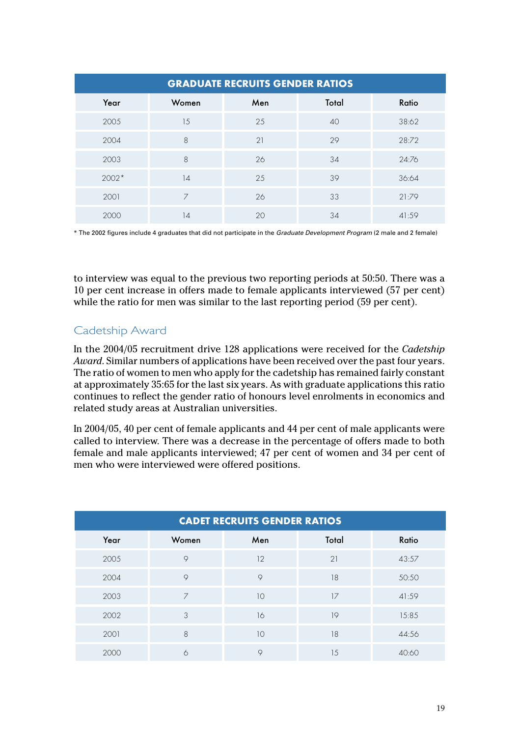| GRADUATE RECRUITS GENDER RATIOS | | | | |
|---|---|---|---|---|
| Year | Women | Men | Total | Ratio |
| 2005 | 15 | 25 | 40 | 38:62 |
| 2004 | 8 | 21 | 29 | 28:72 |
| 2003 | 8 | 26 | 34 | 24:76 |
| 2002* | 14 | 25 | 39 | 36:64 |
| 2001 | 7 | 26 | 33 | 21:79 |
| 2000 | 14 | 20 | 34 | 41:59 |

* The 2002 figures include 4 graduates that did not participate in the *Graduate Development Program* (2 male and 2 female)

to interview was equal to the previous two reporting periods at 50:50. There was a 10 per cent increase in offers made to female applicants interviewed (57 per cent) while the ratio for men was similar to the last reporting period (59 per cent).

## Cadetship Award

In the 2004/05 recruitment drive 128 applications were received for the *Cadetship Award*. Similar numbers of applications have been received over the past four years. The ratio of women to men who apply for the cadetship has remained fairly constant at approximately 35:65 for the last six years. As with graduate applications this ratio continues to reflect the gender ratio of honours level enrolments in economics and related study areas at Australian universities.

In 2004/05, 40 per cent of female applicants and 44 per cent of male applicants were called to interview. There was a decrease in the percentage of offers made to both female and male applicants interviewed; 47 per cent of women and 34 per cent of men who were interviewed were offered positions.

| CADET RECRUITS GENDER RATIOS | | | | |
|---|---|---|---|---|
| Year | Women | Men | Total | Ratio |
| 2005 | 9 | 12 | 21 | 43:57 |
| 2004 | 9 | 9 | 18 | 50:50 |
| 2003 | 7 | 10 | 17 | 41:59 |
| 2002 | 3 | 16 | 19 | 15:85 |
| 2001 | 8 | 10 | 18 | 44:56 |
| 2000 | 6 | 9 | 15 | 40:60 |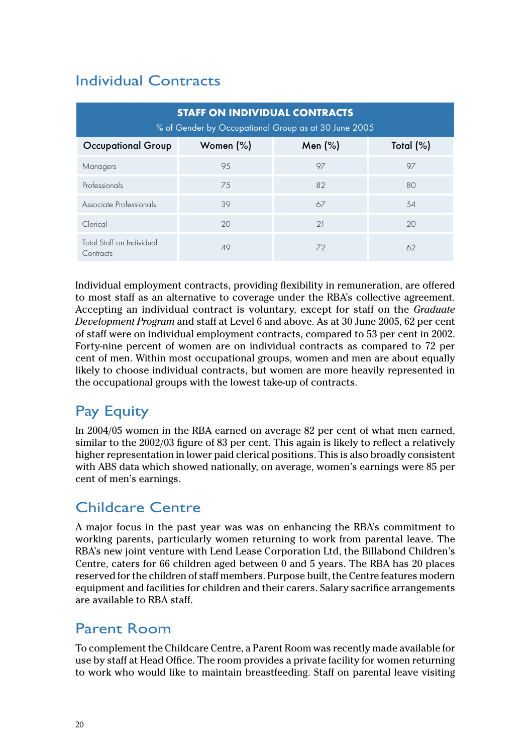## Individual Contracts

**STAFF ON INDIVIDUAL CONTRACTS**
% of Gender by Occupational Group as at 30 June 2005

| Occupational Group | Women (%) | Men (%) | Total (%) |
|---|---|---|---|
| Managers | 95 | 97 | 97 |
| Professionals | 75 | 82 | 80 |
| Associate Professionals | 39 | 67 | 54 |
| Clerical | 20 | 21 | 20 |
| Total Staff on Individual Contracts | 49 | 72 | 62 |

Individual employment contracts, providing flexibility in remuneration, are offered to most staff as an alternative to coverage under the RBA's collective agreement. Accepting an individual contract is voluntary, except for staff on the *Graduate Development Program* and staff at Level 6 and above. As at 30 June 2005, 62 per cent of staff were on individual employment contracts, compared to 53 per cent in 2002. Forty-nine percent of women are on individual contracts as compared to 72 per cent of men. Within most occupational groups, women and men are about equally likely to choose individual contracts, but women are more heavily represented in the occupational groups with the lowest take-up of contracts.

## Pay Equity

In 2004/05 women in the RBA earned on average 82 per cent of what men earned, similar to the 2002/03 figure of 83 per cent. This again is likely to reflect a relatively higher representation in lower paid clerical positions. This is also broadly consistent with ABS data which showed nationally, on average, women's earnings were 85 per cent of men's earnings.

## Childcare Centre

A major focus in the past year was was on enhancing the RBA's commitment to working parents, particularly women returning to work from parental leave. The RBA's new joint venture with Lend Lease Corporation Ltd, the Billabond Children's Centre, caters for 66 children aged between 0 and 5 years. The RBA has 20 places reserved for the children of staff members. Purpose built, the Centre features modern equipment and facilities for children and their carers. Salary sacrifice arrangements are available to RBA staff.

## Parent Room

To complement the Childcare Centre, a Parent Room was recently made available for use by staff at Head Office. The room provides a private facility for women returning to work who would like to maintain breastfeeding. Staff on parental leave visiting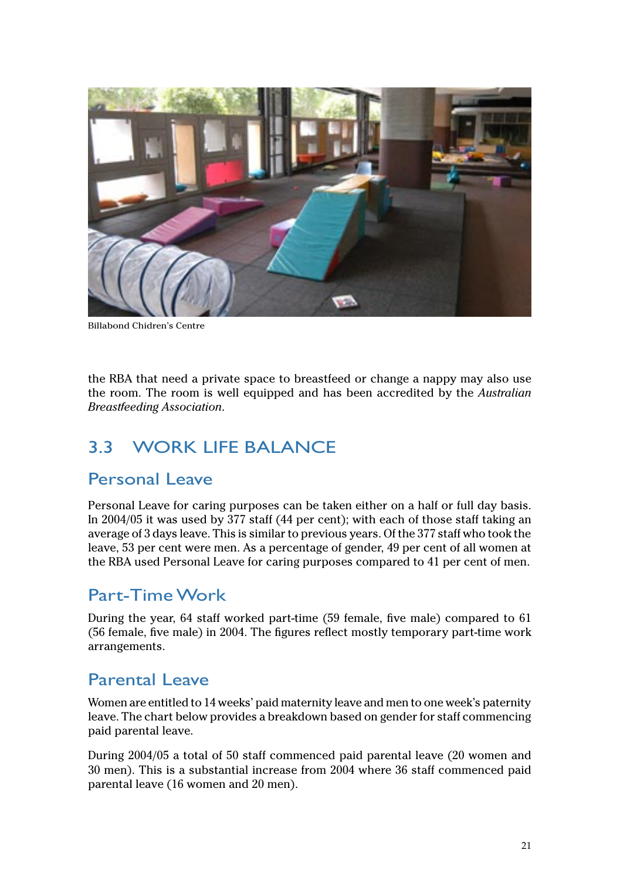Billabond Chidren's Centre

the RBA that need a private space to breastfeed or change a nappy may also use the room. The room is well equipped and has been accredited by the *Australian Breastfeeding Association*.

## 3.3 WORK LIFE BALANCE

### Personal Leave

Personal Leave for caring purposes can be taken either on a half or full day basis. In 2004/05 it was used by 377 staff (44 per cent); with each of those staff taking an average of 3 days leave. This is similar to previous years. Of the 377 staff who took the leave, 53 per cent were men. As a percentage of gender, 49 per cent of all women at the RBA used Personal Leave for caring purposes compared to 41 per cent of men.

### Part-Time Work

During the year, 64 staff worked part-time (59 female, five male) compared to 61 (56 female, five male) in 2004. The figures reflect mostly temporary part-time work arrangements.

### Parental Leave

Women are entitled to 14 weeks' paid maternity leave and men to one week's paternity leave. The chart below provides a breakdown based on gender for staff commencing paid parental leave.

During 2004/05 a total of 50 staff commenced paid parental leave (20 women and 30 men). This is a substantial increase from 2004 where 36 staff commenced paid parental leave (16 women and 20 men).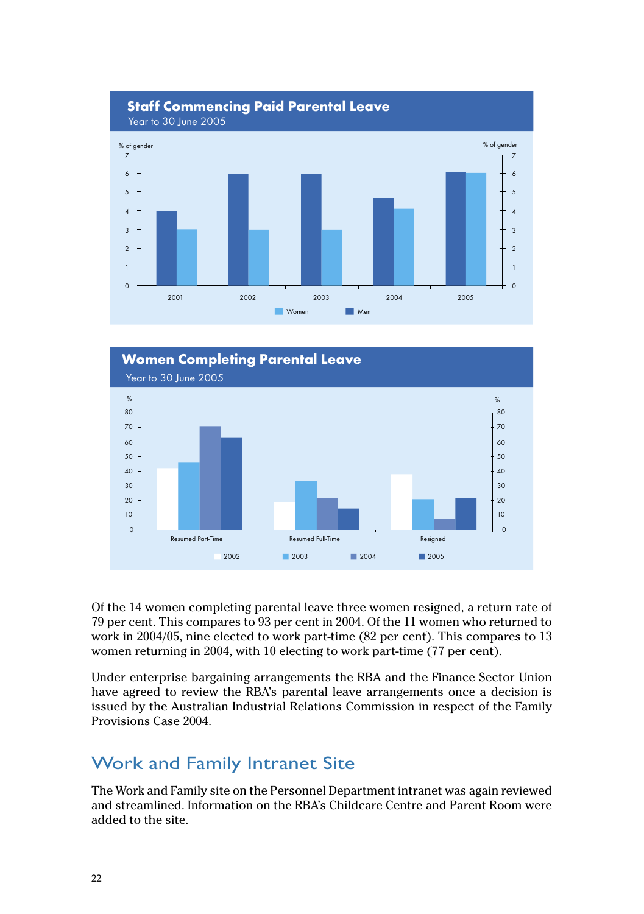## Staff Commencing Paid Parental Leave

Year to 30 June 2005

## Women Completing Parental Leave

Year to 30 June 2005

Of the 14 women completing parental leave three women resigned, a return rate of 79 per cent. This compares to 93 per cent in 2004. Of the 11 women who returned to work in 2004/05, nine elected to work part-time (82 per cent). This compares to 13 women returning in 2004, with 10 electing to work part-time (77 per cent).

Under enterprise bargaining arrangements the RBA and the Finance Sector Union have agreed to review the RBA's parental leave arrangements once a decision is issued by the Australian Industrial Relations Commission in respect of the Family Provisions Case 2004.

## Work and Family Intranet Site

The Work and Family site on the Personnel Department intranet was again reviewed and streamlined. Information on the RBA's Childcare Centre and Parent Room were added to the site.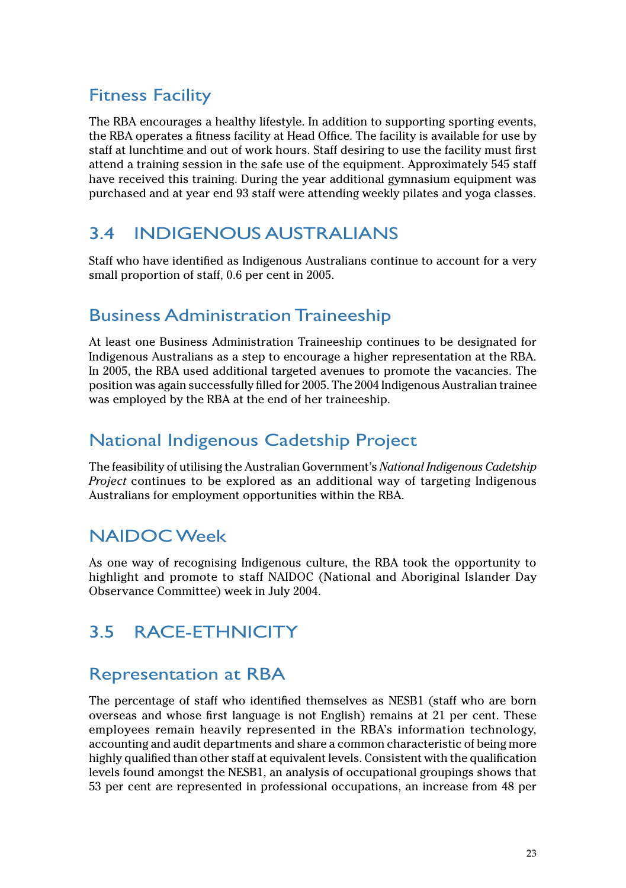## Fitness Facility

The RBA encourages a healthy lifestyle. In addition to supporting sporting events, the RBA operates a fitness facility at Head Office. The facility is available for use by staff at lunchtime and out of work hours. Staff desiring to use the facility must first attend a training session in the safe use of the equipment. Approximately 545 staff have received this training. During the year additional gymnasium equipment was purchased and at year end 93 staff were attending weekly pilates and yoga classes.

## 3.4 INDIGENOUS AUSTRALIANS

Staff who have identified as Indigenous Australians continue to account for a very small proportion of staff, 0.6 per cent in 2005.

### Business Administration Traineeship

At least one Business Administration Traineeship continues to be designated for Indigenous Australians as a step to encourage a higher representation at the RBA. In 2005, the RBA used additional targeted avenues to promote the vacancies. The position was again successfully filled for 2005. The 2004 Indigenous Australian trainee was employed by the RBA at the end of her traineeship.

### National Indigenous Cadetship Project

The feasibility of utilising the Australian Government's *National Indigenous Cadetship Project* continues to be explored as an additional way of targeting Indigenous Australians for employment opportunities within the RBA.

### NAIDOC Week

As one way of recognising Indigenous culture, the RBA took the opportunity to highlight and promote to staff NAIDOC (National and Aboriginal Islander Day Observance Committee) week in July 2004.

## 3.5 RACE-ETHNICITY

### Representation at RBA

The percentage of staff who identified themselves as NESB1 (staff who are born overseas and whose first language is not English) remains at 21 per cent. These employees remain heavily represented in the RBA's information technology, accounting and audit departments and share a common characteristic of being more highly qualified than other staff at equivalent levels. Consistent with the qualification levels found amongst the NESB1, an analysis of occupational groupings shows that 53 per cent are represented in professional occupations, an increase from 48 per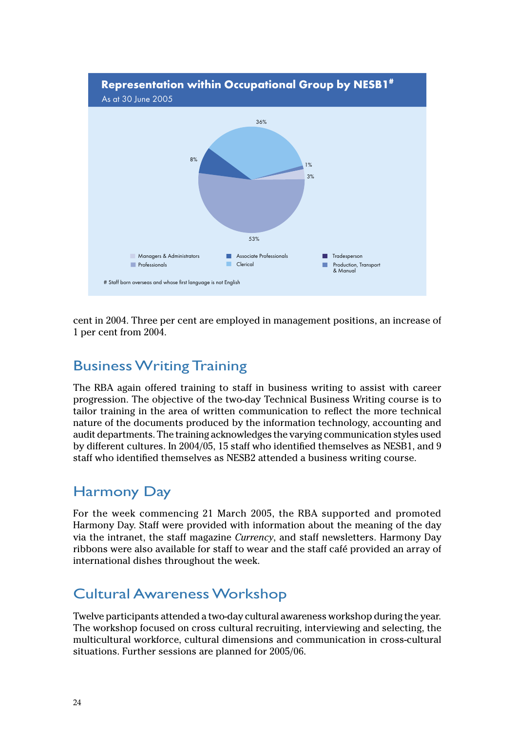**Representation within Occupational Group by NESB1#**

As at 30 June 2005

| Occupational Group | Per cent |
| --- | --- |
| Managers & Administrators | 3% |
| Professionals | 53% |
| Associate Professionals | 8% |
| Clerical | 36% |
| Tradesperson | |
| Production, Transport & Manual | 1% |

# Staff born overseas and whose first language is not English

cent in 2004. Three per cent are employed in management positions, an increase of 1 per cent from 2004.

## Business Writing Training

The RBA again offered training to staff in business writing to assist with career progression. The objective of the two-day Technical Business Writing course is to tailor training in the area of written communication to reflect the more technical nature of the documents produced by the information technology, accounting and audit departments. The training acknowledges the varying communication styles used by different cultures. In 2004/05, 15 staff who identified themselves as NESB1, and 9 staff who identified themselves as NESB2 attended a business writing course.

## Harmony Day

For the week commencing 21 March 2005, the RBA supported and promoted Harmony Day. Staff were provided with information about the meaning of the day via the intranet, the staff magazine *Currency*, and staff newsletters. Harmony Day ribbons were also available for staff to wear and the staff café provided an array of international dishes throughout the week.

## Cultural Awareness Workshop

Twelve participants attended a two-day cultural awareness workshop during the year. The workshop focused on cross cultural recruiting, interviewing and selecting, the multicultural workforce, cultural dimensions and communication in cross-cultural situations. Further sessions are planned for 2005/06.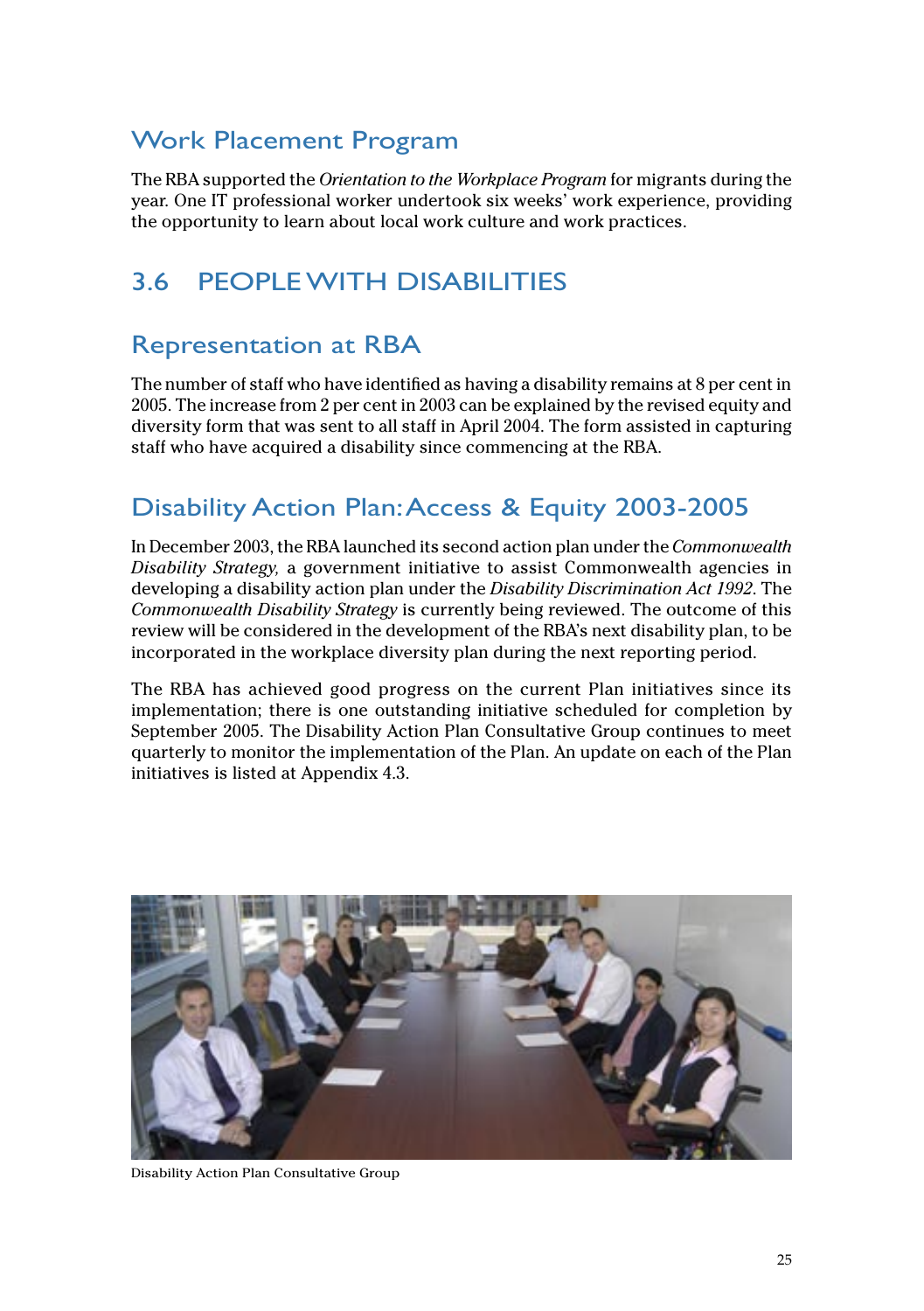## Work Placement Program

The RBA supported the *Orientation to the Workplace Program* for migrants during the year. One IT professional worker undertook six weeks' work experience, providing the opportunity to learn about local work culture and work practices.

# 3.6 PEOPLE WITH DISABILITIES

## Representation at RBA

The number of staff who have identified as having a disability remains at 8 per cent in 2005. The increase from 2 per cent in 2003 can be explained by the revised equity and diversity form that was sent to all staff in April 2004. The form assisted in capturing staff who have acquired a disability since commencing at the RBA.

## Disability Action Plan: Access & Equity 2003-2005

In December 2003, the RBA launched its second action plan under the *Commonwealth Disability Strategy,* a government initiative to assist Commonwealth agencies in developing a disability action plan under the *Disability Discrimination Act 1992*. The *Commonwealth Disability Strategy* is currently being reviewed. The outcome of this review will be considered in the development of the RBA's next disability plan, to be incorporated in the workplace diversity plan during the next reporting period.

The RBA has achieved good progress on the current Plan initiatives since its implementation; there is one outstanding initiative scheduled for completion by September 2005. The Disability Action Plan Consultative Group continues to meet quarterly to monitor the implementation of the Plan. An update on each of the Plan initiatives is listed at Appendix 4.3.

Disability Action Plan Consultative Group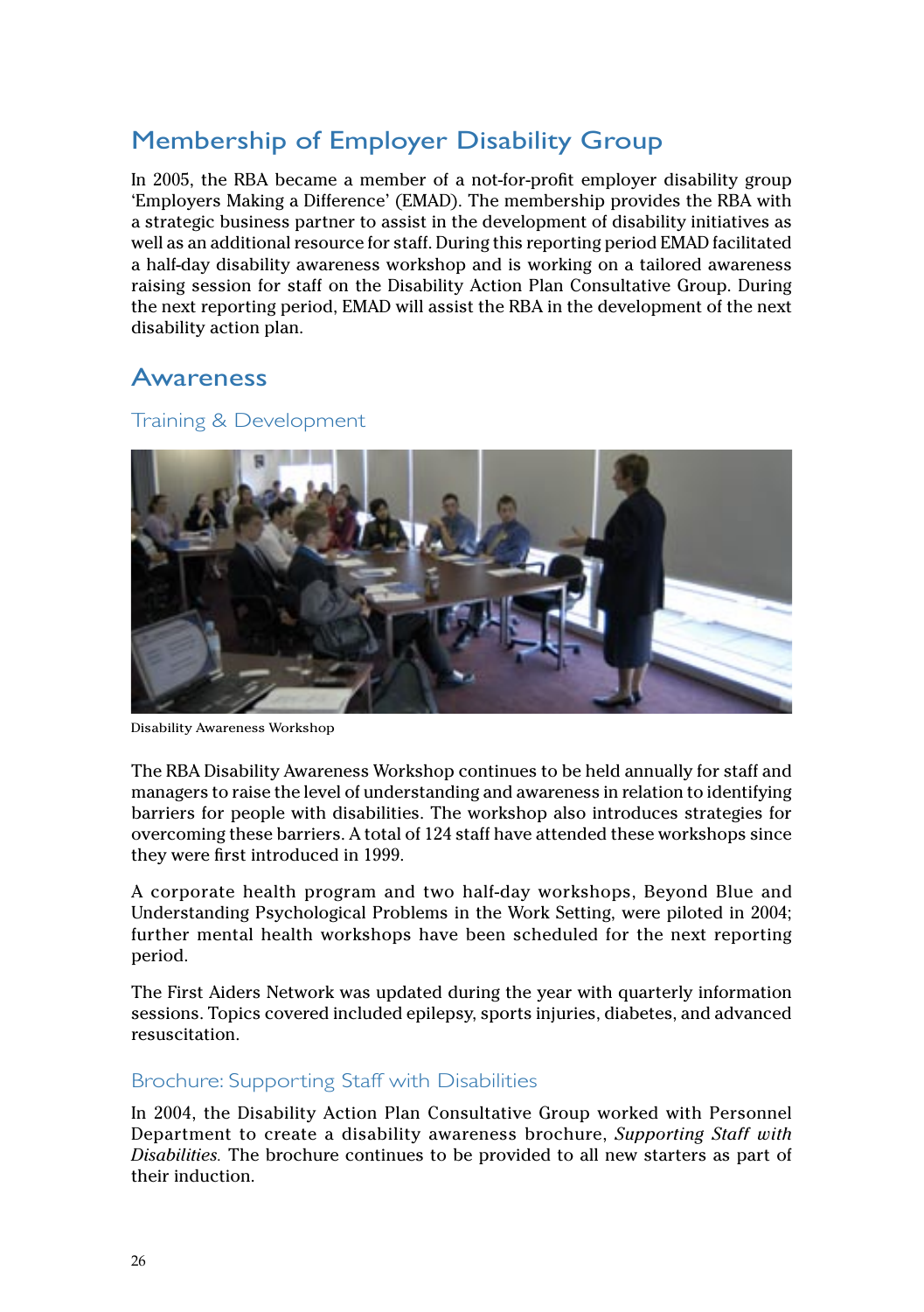## Membership of Employer Disability Group

In 2005, the RBA became a member of a not-for-profit employer disability group 'Employers Making a Difference' (EMAD). The membership provides the RBA with a strategic business partner to assist in the development of disability initiatives as well as an additional resource for staff. During this reporting period EMAD facilitated a half-day disability awareness workshop and is working on a tailored awareness raising session for staff on the Disability Action Plan Consultative Group. During the next reporting period, EMAD will assist the RBA in the development of the next disability action plan.

## Awareness

### Training & Development

Disability Awareness Workshop

The RBA Disability Awareness Workshop continues to be held annually for staff and managers to raise the level of understanding and awareness in relation to identifying barriers for people with disabilities. The workshop also introduces strategies for overcoming these barriers. A total of 124 staff have attended these workshops since they were first introduced in 1999.

A corporate health program and two half-day workshops, Beyond Blue and Understanding Psychological Problems in the Work Setting, were piloted in 2004; further mental health workshops have been scheduled for the next reporting period.

The First Aiders Network was updated during the year with quarterly information sessions. Topics covered included epilepsy, sports injuries, diabetes, and advanced resuscitation.

### Brochure: Supporting Staff with Disabilities

In 2004, the Disability Action Plan Consultative Group worked with Personnel Department to create a disability awareness brochure, *Supporting Staff with Disabilities.* The brochure continues to be provided to all new starters as part of their induction.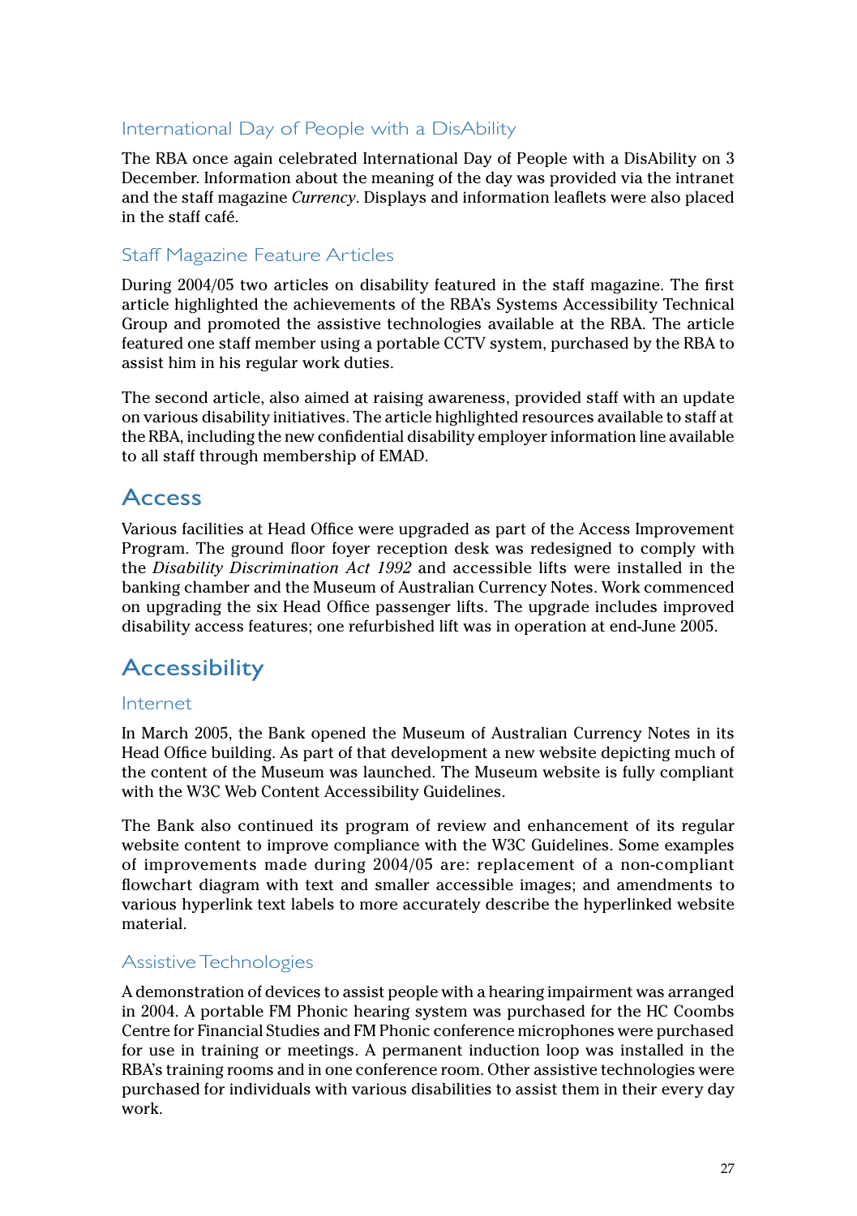### International Day of People with a DisAbility

The RBA once again celebrated International Day of People with a DisAbility on 3 December. Information about the meaning of the day was provided via the intranet and the staff magazine *Currency*. Displays and information leaflets were also placed in the staff café.

### Staff Magazine Feature Articles

During 2004/05 two articles on disability featured in the staff magazine. The first article highlighted the achievements of the RBA's Systems Accessibility Technical Group and promoted the assistive technologies available at the RBA. The article featured one staff member using a portable CCTV system, purchased by the RBA to assist him in his regular work duties.

The second article, also aimed at raising awareness, provided staff with an update on various disability initiatives. The article highlighted resources available to staff at the RBA, including the new confidential disability employer information line available to all staff through membership of EMAD.

## Access

Various facilities at Head Office were upgraded as part of the Access Improvement Program. The ground floor foyer reception desk was redesigned to comply with the *Disability Discrimination Act 1992* and accessible lifts were installed in the banking chamber and the Museum of Australian Currency Notes. Work commenced on upgrading the six Head Office passenger lifts. The upgrade includes improved disability access features; one refurbished lift was in operation at end-June 2005.

## Accessibility

### Internet

In March 2005, the Bank opened the Museum of Australian Currency Notes in its Head Office building. As part of that development a new website depicting much of the content of the Museum was launched. The Museum website is fully compliant with the W3C Web Content Accessibility Guidelines.

The Bank also continued its program of review and enhancement of its regular website content to improve compliance with the W3C Guidelines. Some examples of improvements made during 2004/05 are: replacement of a non-compliant flowchart diagram with text and smaller accessible images; and amendments to various hyperlink text labels to more accurately describe the hyperlinked website material.

### Assistive Technologies

A demonstration of devices to assist people with a hearing impairment was arranged in 2004. A portable FM Phonic hearing system was purchased for the HC Coombs Centre for Financial Studies and FM Phonic conference microphones were purchased for use in training or meetings. A permanent induction loop was installed in the RBA's training rooms and in one conference room. Other assistive technologies were purchased for individuals with various disabilities to assist them in their every day work.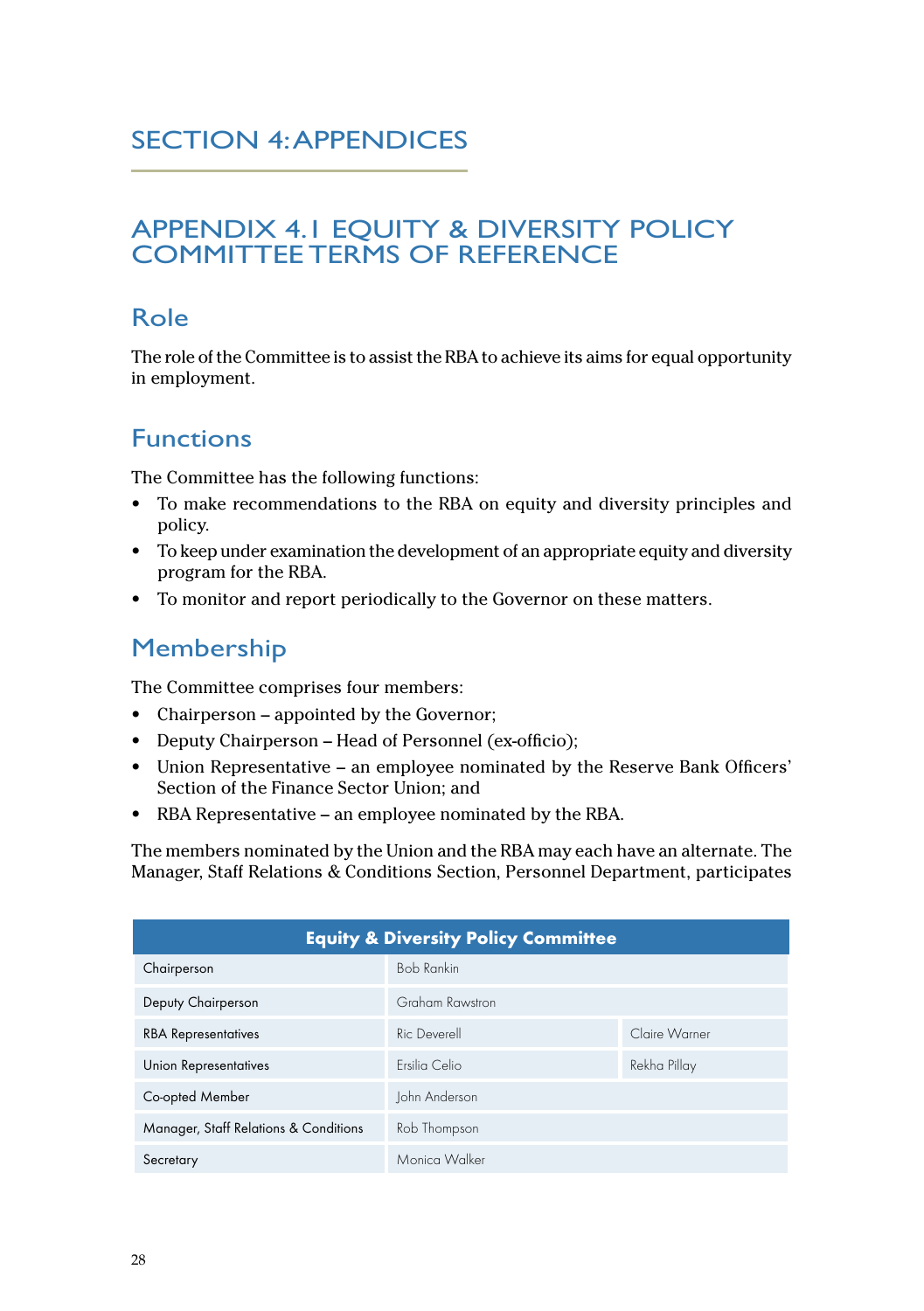# SECTION 4: APPENDICES

## APPENDIX 4.1 EQUITY & DIVERSITY POLICY COMMITTEE TERMS OF REFERENCE

### Role

The role of the Committee is to assist the RBA to achieve its aims for equal opportunity in employment.

### Functions

The Committee has the following functions:

- To make recommendations to the RBA on equity and diversity principles and policy.
- To keep under examination the development of an appropriate equity and diversity program for the RBA.
- To monitor and report periodically to the Governor on these matters.

### Membership

The Committee comprises four members:

- Chairperson – appointed by the Governor;
- Deputy Chairperson – Head of Personnel (ex-officio);
- Union Representative – an employee nominated by the Reserve Bank Officers' Section of the Finance Sector Union; and
- RBA Representative – an employee nominated by the RBA.

The members nominated by the Union and the RBA may each have an alternate. The Manager, Staff Relations & Conditions Section, Personnel Department, participates

| Equity & Diversity Policy Committee | | |
|---|---|---|
| Chairperson | Bob Rankin | |
| Deputy Chairperson | Graham Rawstron | |
| RBA Representatives | Ric Deverell | Claire Warner |
| Union Representatives | Ersilia Celio | Rekha Pillay |
| Co-opted Member | John Anderson | |
| Manager, Staff Relations & Conditions | Rob Thompson | |
| Secretary | Monica Walker | |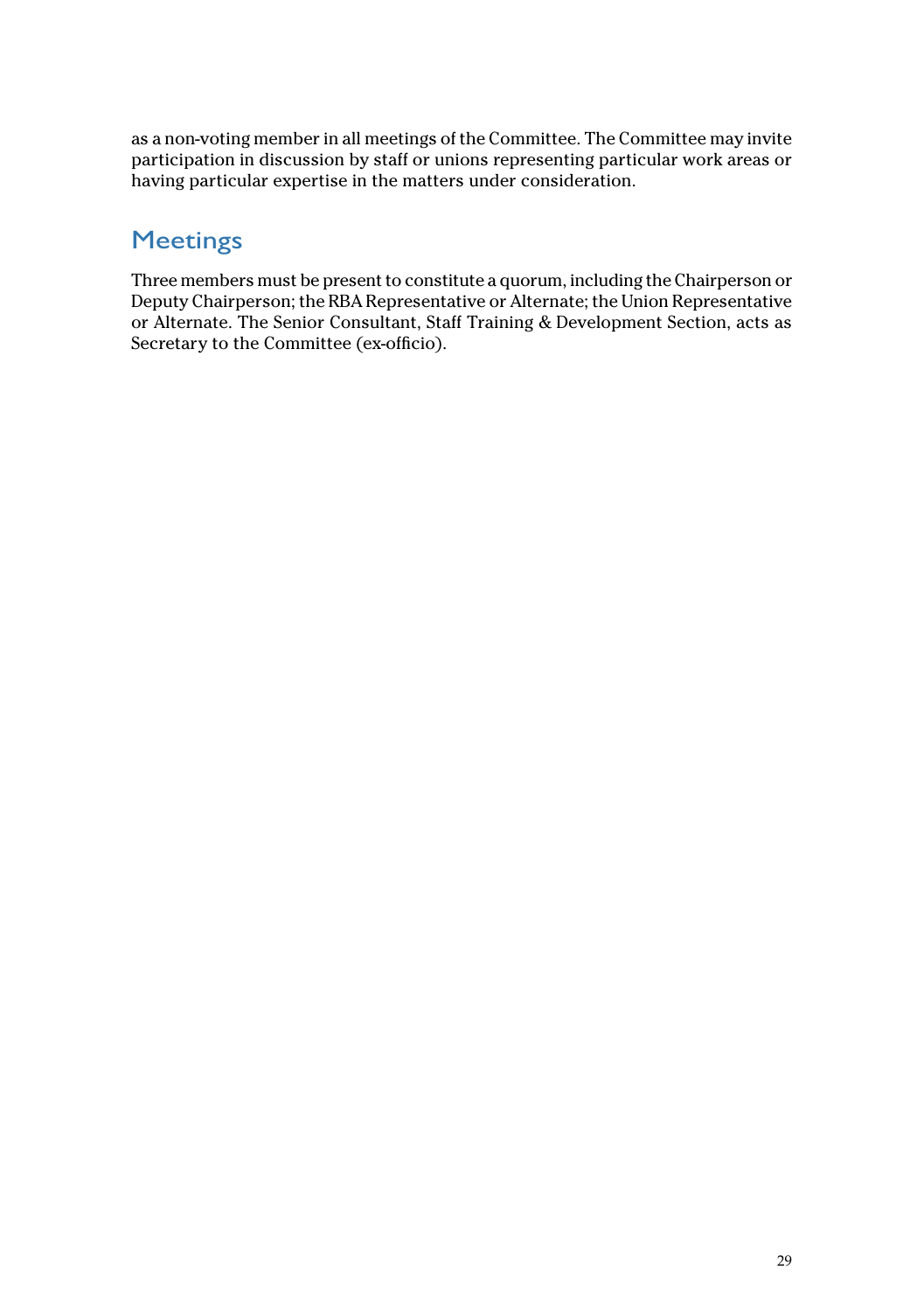as a non-voting member in all meetings of the Committee. The Committee may invite participation in discussion by staff or unions representing particular work areas or having particular expertise in the matters under consideration.

## Meetings

Three members must be present to constitute a quorum, including the Chairperson or Deputy Chairperson; the RBA Representative or Alternate; the Union Representative or Alternate. The Senior Consultant, Staff Training & Development Section, acts as Secretary to the Committee (ex-officio).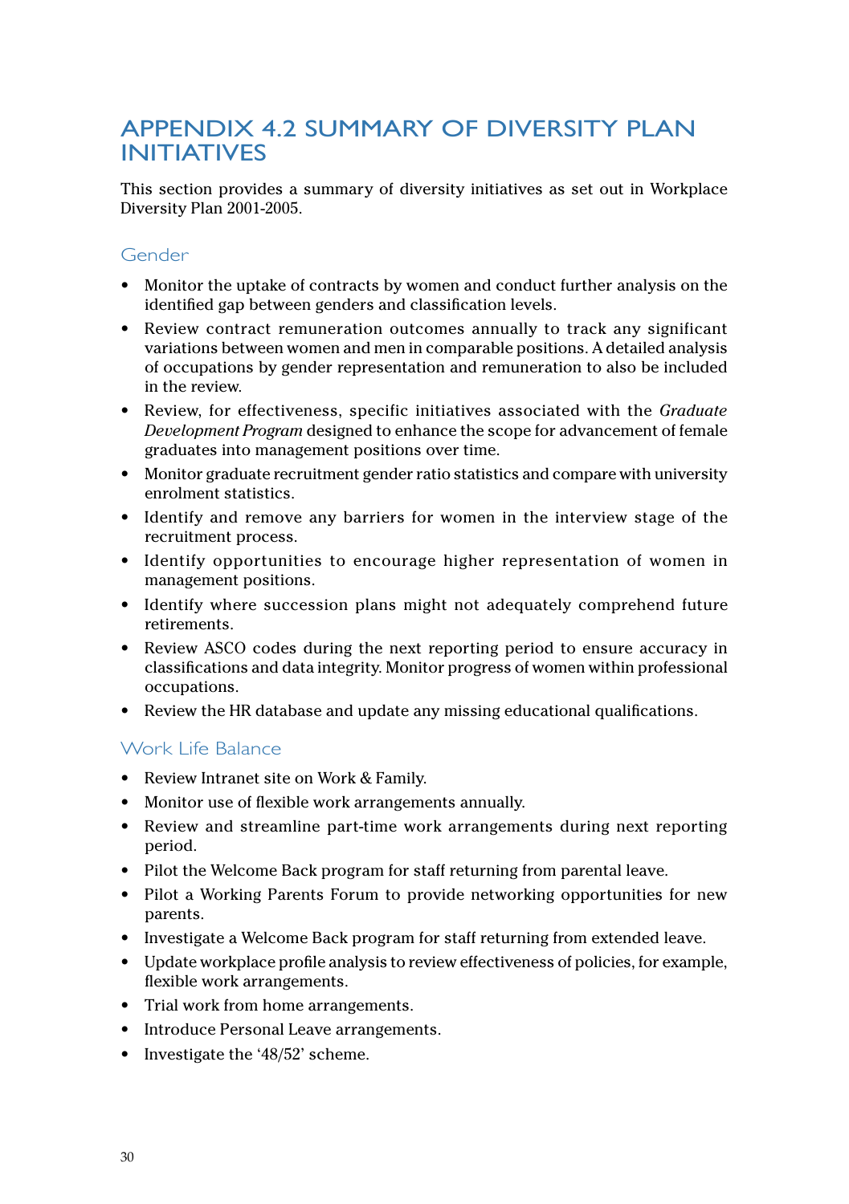# APPENDIX 4.2 SUMMARY OF DIVERSITY PLAN INITIATIVES

This section provides a summary of diversity initiatives as set out in Workplace Diversity Plan 2001-2005.

## Gender

- Monitor the uptake of contracts by women and conduct further analysis on the identified gap between genders and classification levels.
- Review contract remuneration outcomes annually to track any significant variations between women and men in comparable positions. A detailed analysis of occupations by gender representation and remuneration to also be included in the review.
- Review, for effectiveness, specific initiatives associated with the *Graduate Development Program* designed to enhance the scope for advancement of female graduates into management positions over time.
- Monitor graduate recruitment gender ratio statistics and compare with university enrolment statistics.
- Identify and remove any barriers for women in the interview stage of the recruitment process.
- Identify opportunities to encourage higher representation of women in management positions.
- Identify where succession plans might not adequately comprehend future retirements.
- Review ASCO codes during the next reporting period to ensure accuracy in classifications and data integrity. Monitor progress of women within professional occupations.
- Review the HR database and update any missing educational qualifications.

## Work Life Balance

- Review Intranet site on Work & Family.
- Monitor use of flexible work arrangements annually.
- Review and streamline part-time work arrangements during next reporting period.
- Pilot the Welcome Back program for staff returning from parental leave.
- Pilot a Working Parents Forum to provide networking opportunities for new parents.
- Investigate a Welcome Back program for staff returning from extended leave.
- Update workplace profile analysis to review effectiveness of policies, for example, flexible work arrangements.
- Trial work from home arrangements.
- Introduce Personal Leave arrangements.
- Investigate the '48/52' scheme.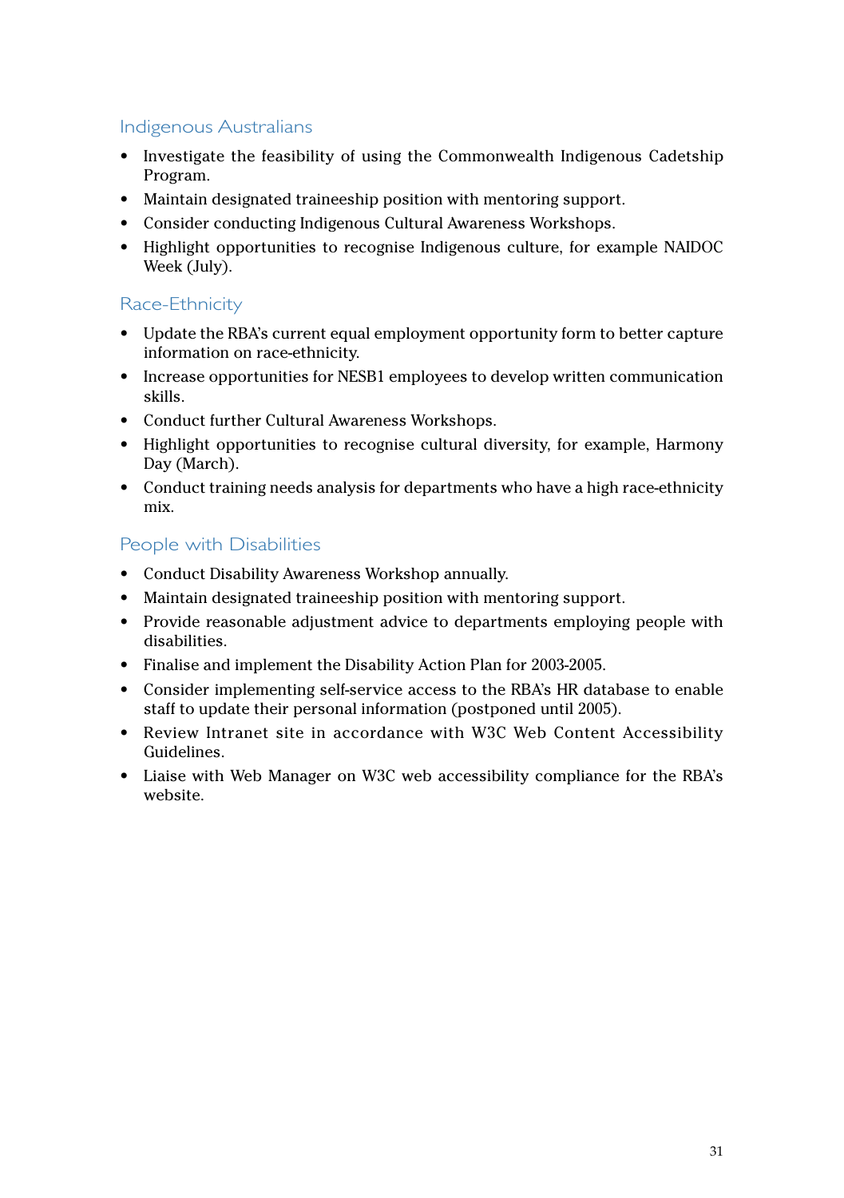### Indigenous Australians

- Investigate the feasibility of using the Commonwealth Indigenous Cadetship Program.
- Maintain designated traineeship position with mentoring support.
- Consider conducting Indigenous Cultural Awareness Workshops.
- Highlight opportunities to recognise Indigenous culture, for example NAIDOC Week (July).

### Race-Ethnicity

- Update the RBA's current equal employment opportunity form to better capture information on race-ethnicity.
- Increase opportunities for NESB1 employees to develop written communication skills.
- Conduct further Cultural Awareness Workshops.
- Highlight opportunities to recognise cultural diversity, for example, Harmony Day (March).
- Conduct training needs analysis for departments who have a high race-ethnicity mix.

### People with Disabilities

- Conduct Disability Awareness Workshop annually.
- Maintain designated traineeship position with mentoring support.
- Provide reasonable adjustment advice to departments employing people with disabilities.
- Finalise and implement the Disability Action Plan for 2003-2005.
- Consider implementing self-service access to the RBA's HR database to enable staff to update their personal information (postponed until 2005).
- Review Intranet site in accordance with W3C Web Content Accessibility Guidelines.
- Liaise with Web Manager on W3C web accessibility compliance for the RBA's website.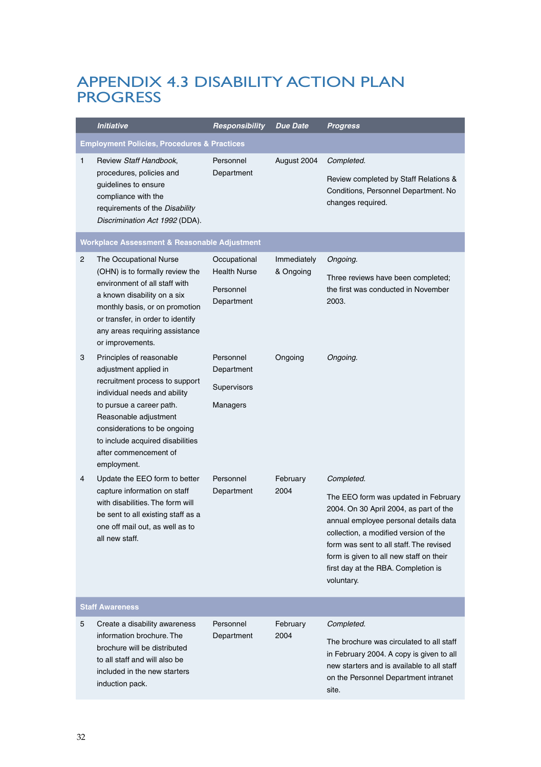# APPENDIX 4.3 DISABILITY ACTION PLAN PROGRESS

| | *Initiative* | *Responsibility* | *Due Date* | *Progress* |
|---|---|---|---|---|
| **Employment Policies, Procedures & Practices** | | | | |
| 1 | Review *Staff Handbook*, procedures, policies and guidelines to ensure compliance with the requirements of the *Disability Discrimination Act 1992* (DDA). | Personnel Department | August 2004 | *Completed.* Review completed by Staff Relations & Conditions, Personnel Department. No changes required. |
| **Workplace Assessment & Reasonable Adjustment** | | | | |
| 2 | The Occupational Nurse (OHN) is to formally review the environment of all staff with a known disability on a six monthly basis, or on promotion or transfer, in order to identify any areas requiring assistance or improvements. | Occupational Health Nurse<br>Personnel Department | Immediately & Ongoing | *Ongoing.* Three reviews have been completed; the first was conducted in November 2003. |
| 3 | Principles of reasonable adjustment applied in recruitment process to support individual needs and ability to pursue a career path. Reasonable adjustment considerations to be ongoing to include acquired disabilities after commencement of employment. | Personnel Department<br>Supervisors<br>Managers | Ongoing | *Ongoing.* |
| 4 | Update the EEO form to better capture information on staff with disabilities. The form will be sent to all existing staff as a one off mail out, as well as to all new staff. | Personnel Department | February 2004 | *Completed.* The EEO form was updated in February 2004. On 30 April 2004, as part of the annual employee personal details data collection, a modified version of the form was sent to all staff. The revised form is given to all new staff on their first day at the RBA. Completion is voluntary. |
| **Staff Awareness** | | | | |
| 5 | Create a disability awareness information brochure. The brochure will be distributed to all staff and will also be included in the new starters induction pack. | Personnel Department | February 2004 | *Completed.* The brochure was circulated to all staff in February 2004. A copy is given to all new starters and is available to all staff on the Personnel Department intranet site. |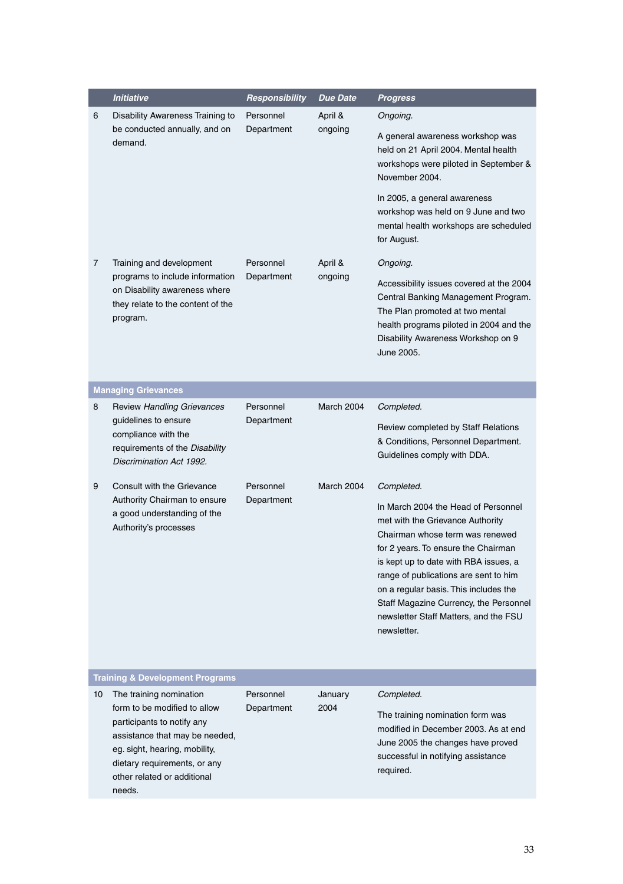| | *Initiative* | *Responsibility* | *Due Date* | *Progress* |
|---|---|---|---|---|
| 6 | Disability Awareness Training to be conducted annually, and on demand. | Personnel Department | April & ongoing | *Ongoing.* A general awareness workshop was held on 21 April 2004. Mental health workshops were piloted in September & November 2004. In 2005, a general awareness workshop was held on 9 June and two mental health workshops are scheduled for August. |
| 7 | Training and development programs to include information on Disability awareness where they relate to the content of the program. | Personnel Department | April & ongoing | *Ongoing.* Accessibility issues covered at the 2004 Central Banking Management Program. The Plan promoted at two mental health programs piloted in 2004 and the Disability Awareness Workshop on 9 June 2005. |
| **Managing Grievances** | | | | |
| 8 | Review *Handling Grievances* guidelines to ensure compliance with the requirements of the *Disability Discrimination Act 1992.* | Personnel Department | March 2004 | *Completed.* Review completed by Staff Relations & Conditions, Personnel Department. Guidelines comply with DDA. |
| 9 | Consult with the Grievance Authority Chairman to ensure a good understanding of the Authority's processes | Personnel Department | March 2004 | *Completed.* In March 2004 the Head of Personnel met with the Grievance Authority Chairman whose term was renewed for 2 years. To ensure the Chairman is kept up to date with RBA issues, a range of publications are sent to him on a regular basis. This includes the Staff Magazine Currency, the Personnel newsletter Staff Matters, and the FSU newsletter. |
| **Training & Development Programs** | | | | |
| 10 | The training nomination form to be modified to allow participants to notify any assistance that may be needed, eg. sight, hearing, mobility, dietary requirements, or any other related or additional needs. | Personnel Department | January 2004 | *Completed.* The training nomination form was modified in December 2003. As at end June 2005 the changes have proved successful in notifying assistance required. |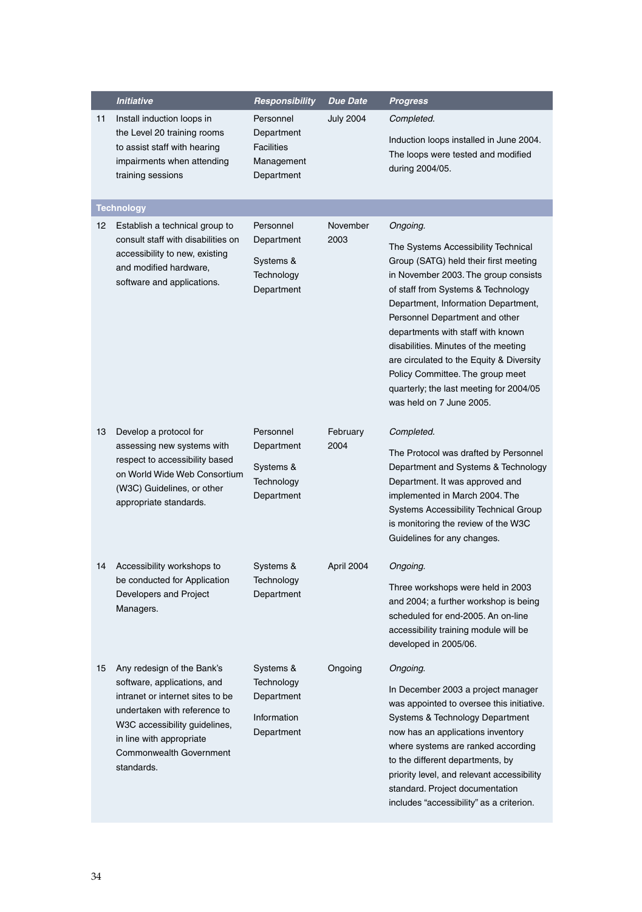| | *Initiative* | *Responsibility* | *Due Date* | *Progress* |
|---|---|---|---|---|
| 11 | Install induction loops in the Level 20 training rooms to assist staff with hearing impairments when attending training sessions | Personnel Department Facilities Management Department | July 2004 | *Completed.* Induction loops installed in June 2004. The loops were tested and modified during 2004/05. |
| **Technology** | | | | |
| 12 | Establish a technical group to consult staff with disabilities on accessibility to new, existing and modified hardware, software and applications. | Personnel Department Systems & Technology Department | November 2003 | *Ongoing.* The Systems Accessibility Technical Group (SATG) held their first meeting in November 2003. The group consists of staff from Systems & Technology Department, Information Department, Personnel Department and other departments with staff with known disabilities. Minutes of the meeting are circulated to the Equity & Diversity Policy Committee. The group meet quarterly; the last meeting for 2004/05 was held on 7 June 2005. |
| 13 | Develop a protocol for assessing new systems with respect to accessibility based on World Wide Web Consortium (W3C) Guidelines, or other appropriate standards. | Personnel Department Systems & Technology Department | February 2004 | *Completed.* The Protocol was drafted by Personnel Department and Systems & Technology Department. It was approved and implemented in March 2004. The Systems Accessibility Technical Group is monitoring the review of the W3C Guidelines for any changes. |
| 14 | Accessibility workshops to be conducted for Application Developers and Project Managers. | Systems & Technology Department | April 2004 | *Ongoing.* Three workshops were held in 2003 and 2004; a further workshop is being scheduled for end-2005. An on-line accessibility training module will be developed in 2005/06. |
| 15 | Any redesign of the Bank's software, applications, and intranet or internet sites to be undertaken with reference to W3C accessibility guidelines, in line with appropriate Commonwealth Government standards. | Systems & Technology Department Information Department | Ongoing | *Ongoing.* In December 2003 a project manager was appointed to oversee this initiative. Systems & Technology Department now has an applications inventory where systems are ranked according to the different departments, by priority level, and relevant accessibility standard. Project documentation includes "accessibility" as a criterion. |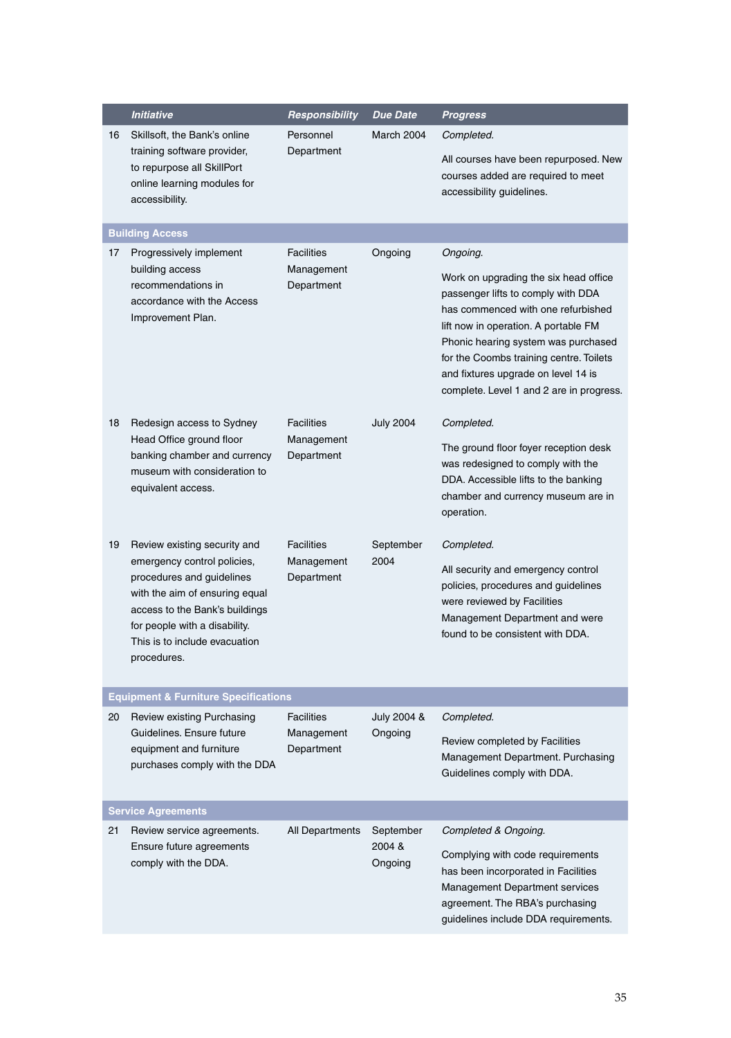| | Initiative | Responsibility | Due Date | Progress |
|---|---|---|---|---|
| 16 | Skillsoft, the Bank's online training software provider, to repurpose all SkillPort online learning modules for accessibility. | Personnel Department | March 2004 | *Completed.* All courses have been repurposed. New courses added are required to meet accessibility guidelines. |
| **Building Access** | | | | |
| 17 | Progressively implement building access recommendations in accordance with the Access Improvement Plan. | Facilities Management Department | Ongoing | *Ongoing.* Work on upgrading the six head office passenger lifts to comply with DDA has commenced with one refurbished lift now in operation. A portable FM Phonic hearing system was purchased for the Coombs training centre. Toilets and fixtures upgrade on level 14 is complete. Level 1 and 2 are in progress. |
| 18 | Redesign access to Sydney Head Office ground floor banking chamber and currency museum with consideration to equivalent access. | Facilities Management Department | July 2004 | *Completed.* The ground floor foyer reception desk was redesigned to comply with the DDA. Accessible lifts to the banking chamber and currency museum are in operation. |
| 19 | Review existing security and emergency control policies, procedures and guidelines with the aim of ensuring equal access to the Bank's buildings for people with a disability. This is to include evacuation procedures. | Facilities Management Department | September 2004 | *Completed.* All security and emergency control policies, procedures and guidelines were reviewed by Facilities Management Department and were found to be consistent with DDA. |
| **Equipment & Furniture Specifications** | | | | |
| 20 | Review existing Purchasing Guidelines. Ensure future equipment and furniture purchases comply with the DDA | Facilities Management Department | July 2004 & Ongoing | *Completed.* Review completed by Facilities Management Department. Purchasing Guidelines comply with DDA. |
| **Service Agreements** | | | | |
| 21 | Review service agreements. Ensure future agreements comply with the DDA. | All Departments | September 2004 & Ongoing | *Completed & Ongoing.* Complying with code requirements has been incorporated in Facilities Management Department services agreement. The RBA's purchasing guidelines include DDA requirements. |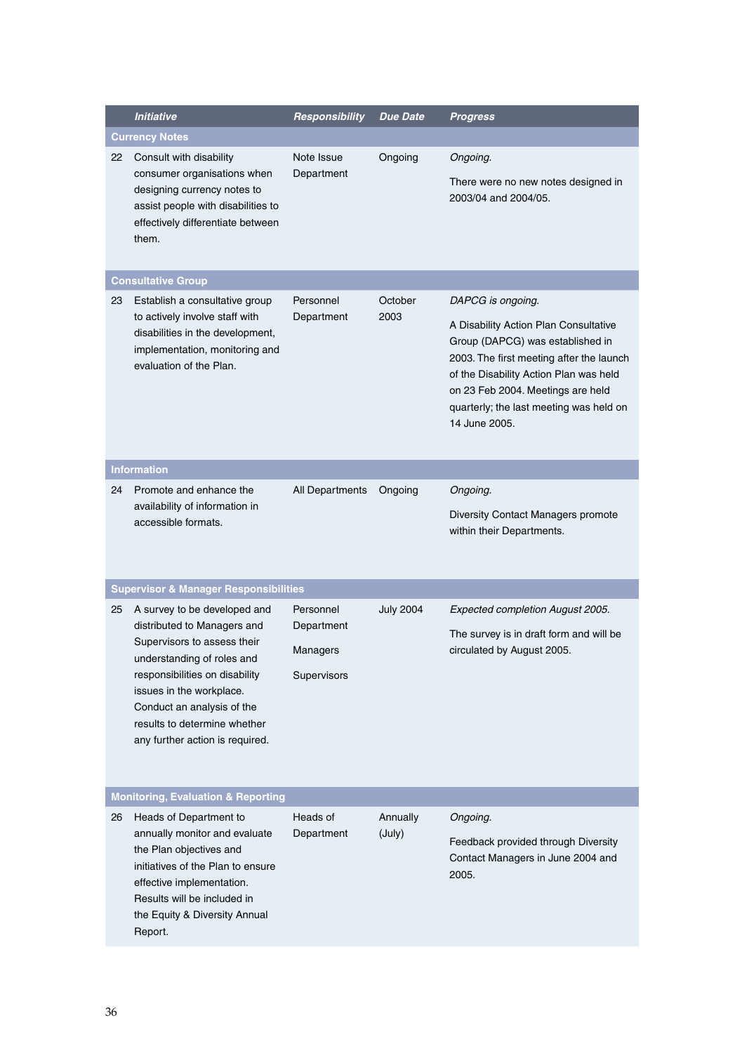| | Initiative | Responsibility | Due Date | Progress |
|---|---|---|---|---|
| **Currency Notes** | | | | |
| 22 | Consult with disability consumer organisations when designing currency notes to assist people with disabilities to effectively differentiate between them. | Note Issue Department | Ongoing | *Ongoing.*<br><br>There were no new notes designed in 2003/04 and 2004/05. |
| **Consultative Group** | | | | |
| 23 | Establish a consultative group to actively involve staff with disabilities in the development, implementation, monitoring and evaluation of the Plan. | Personnel Department | October 2003 | *DAPCG is ongoing.*<br><br>A Disability Action Plan Consultative Group (DAPCG) was established in 2003. The first meeting after the launch of the Disability Action Plan was held on 23 Feb 2004. Meetings are held quarterly; the last meeting was held on 14 June 2005. |
| **Information** | | | | |
| 24 | Promote and enhance the availability of information in accessible formats. | All Departments | Ongoing | *Ongoing.*<br><br>Diversity Contact Managers promote within their Departments. |
| **Supervisor & Manager Responsibilities** | | | | |
| 25 | A survey to be developed and distributed to Managers and Supervisors to assess their understanding of roles and responsibilities on disability issues in the workplace. Conduct an analysis of the results to determine whether any further action is required. | Personnel Department<br><br>Managers<br><br>Supervisors | July 2004 | *Expected completion August 2005.*<br><br>The survey is in draft form and will be circulated by August 2005. |
| **Monitoring, Evaluation & Reporting** | | | | |
| 26 | Heads of Department to annually monitor and evaluate the Plan objectives and initiatives of the Plan to ensure effective implementation. Results will be included in the Equity & Diversity Annual Report. | Heads of Department | Annually (July) | *Ongoing.*<br><br>Feedback provided through Diversity Contact Managers in June 2004 and 2005. |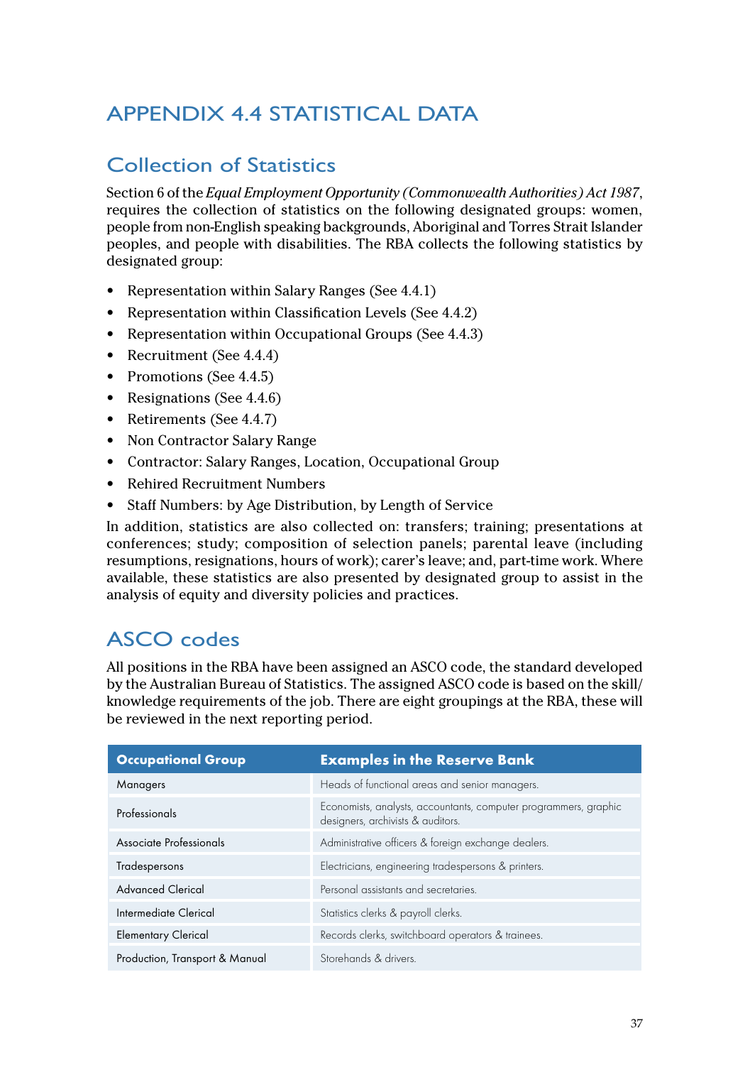# APPENDIX 4.4 STATISTICAL DATA

## Collection of Statistics

Section 6 of the *Equal Employment Opportunity (Commonwealth Authorities) Act 1987*, requires the collection of statistics on the following designated groups: women, people from non-English speaking backgrounds, Aboriginal and Torres Strait Islander peoples, and people with disabilities. The RBA collects the following statistics by designated group:

- Representation within Salary Ranges (See 4.4.1)
- Representation within Classification Levels (See 4.4.2)
- Representation within Occupational Groups (See 4.4.3)
- Recruitment (See 4.4.4)
- Promotions (See 4.4.5)
- Resignations (See 4.4.6)
- Retirements (See 4.4.7)
- Non Contractor Salary Range
- Contractor: Salary Ranges, Location, Occupational Group
- Rehired Recruitment Numbers
- Staff Numbers: by Age Distribution, by Length of Service

In addition, statistics are also collected on: transfers; training; presentations at conferences; study; composition of selection panels; parental leave (including resumptions, resignations, hours of work); carer's leave; and, part-time work. Where available, these statistics are also presented by designated group to assist in the analysis of equity and diversity policies and practices.

## ASCO codes

All positions in the RBA have been assigned an ASCO code, the standard developed by the Australian Bureau of Statistics. The assigned ASCO code is based on the skill/knowledge requirements of the job. There are eight groupings at the RBA, these will be reviewed in the next reporting period.

| Occupational Group | Examples in the Reserve Bank |
|---|---|
| Managers | Heads of functional areas and senior managers. |
| Professionals | Economists, analysts, accountants, computer programmers, graphic designers, archivists & auditors. |
| Associate Professionals | Administrative officers & foreign exchange dealers. |
| Tradespersons | Electricians, engineering tradespersons & printers. |
| Advanced Clerical | Personal assistants and secretaries. |
| Intermediate Clerical | Statistics clerks & payroll clerks. |
| Elementary Clerical | Records clerks, switchboard operators & trainees. |
| Production, Transport & Manual | Storehands & drivers. |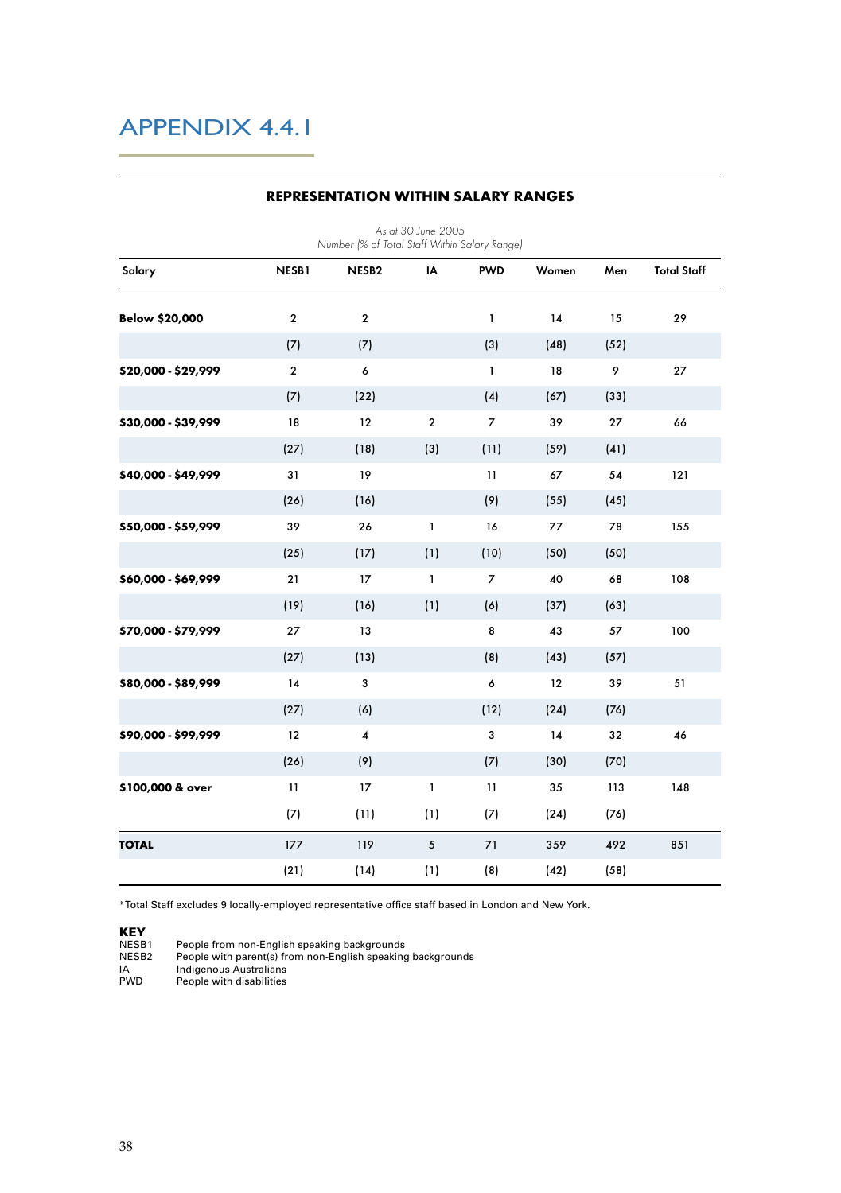# APPENDIX 4.4.1

## REPRESENTATION WITHIN SALARY RANGES

*As at 30 June 2005*
*Number (% of Total Staff Within Salary Range)*

| Salary | NESB1 | NESB2 | IA | PWD | Women | Men | Total Staff |
|---|---|---|---|---|---|---|---|
| **Below $20,000** | 2 | 2 | | 1 | 14 | 15 | 29 |
| | (7) | (7) | | (3) | (48) | (52) | |
| **$20,000 - $29,999** | 2 | 6 | | 1 | 18 | 9 | 27 |
| | (7) | (22) | | (4) | (67) | (33) | |
| **$30,000 - $39,999** | 18 | 12 | 2 | 7 | 39 | 27 | 66 |
| | (27) | (18) | (3) | (11) | (59) | (41) | |
| **$40,000 - $49,999** | 31 | 19 | | 11 | 67 | 54 | 121 |
| | (26) | (16) | | (9) | (55) | (45) | |
| **$50,000 - $59,999** | 39 | 26 | 1 | 16 | 77 | 78 | 155 |
| | (25) | (17) | (1) | (10) | (50) | (50) | |
| **$60,000 - $69,999** | 21 | 17 | 1 | 7 | 40 | 68 | 108 |
| | (19) | (16) | (1) | (6) | (37) | (63) | |
| **$70,000 - $79,999** | 27 | 13 | | 8 | 43 | 57 | 100 |
| | (27) | (13) | | (8) | (43) | (57) | |
| **$80,000 - $89,999** | 14 | 3 | | 6 | 12 | 39 | 51 |
| | (27) | (6) | | (12) | (24) | (76) | |
| **$90,000 - $99,999** | 12 | 4 | | 3 | 14 | 32 | 46 |
| | (26) | (9) | | (7) | (30) | (70) | |
| **$100,000 & over** | 11 | 17 | 1 | 11 | 35 | 113 | 148 |
| | (7) | (11) | (1) | (7) | (24) | (76) | |
| **TOTAL** | 177 | 119 | 5 | 71 | 359 | 492 | 851 |
| | (21) | (14) | (1) | (8) | (42) | (58) | |

*Total Staff excludes 9 locally-employed representative office staff based in London and New York.

**KEY**

NESB1 People from non-English speaking backgrounds
NESB2 People with parent(s) from non-English speaking backgrounds
IA Indigenous Australians
PWD People with disabilities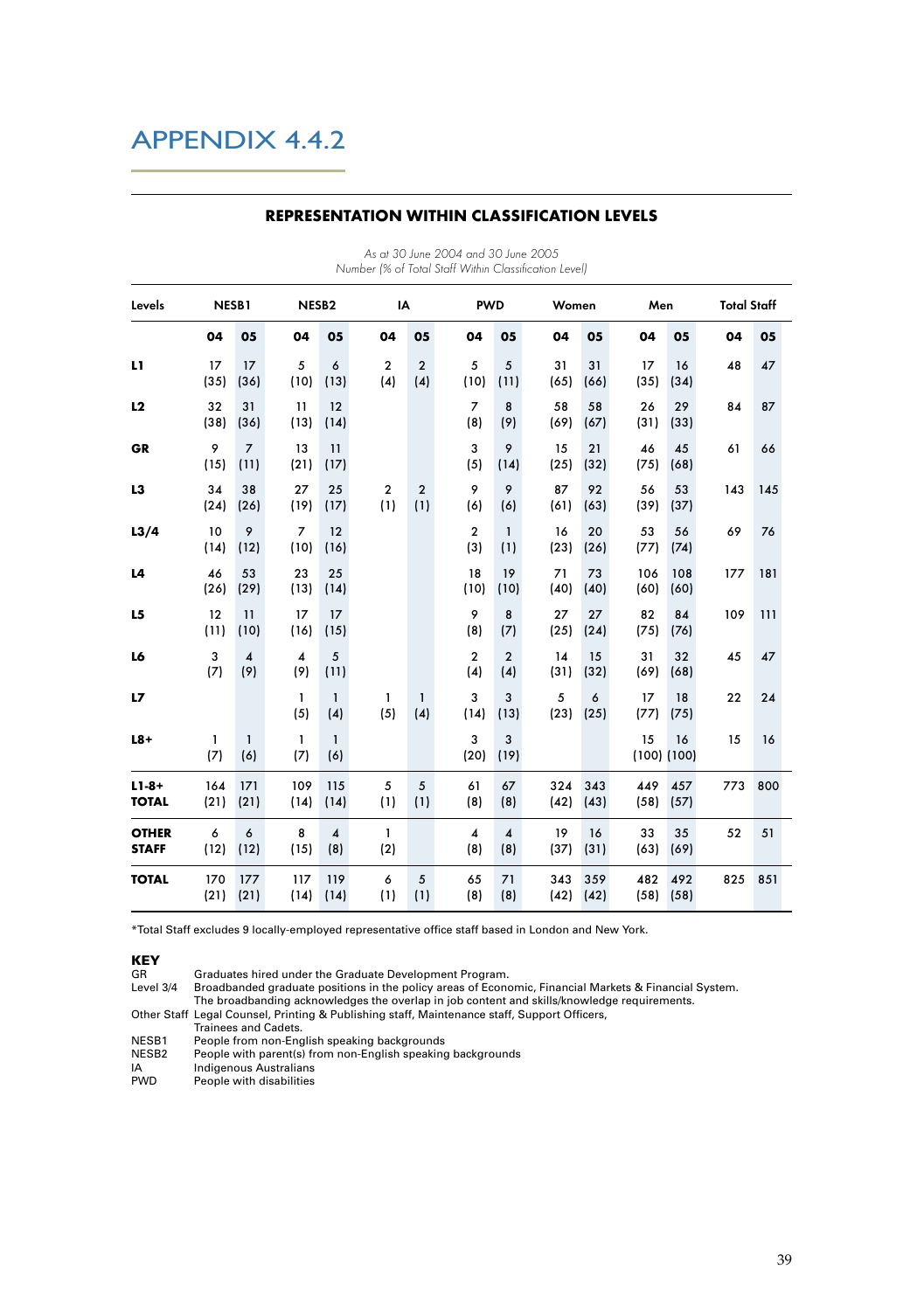# APPENDIX 4.4.2

## REPRESENTATION WITHIN CLASSIFICATION LEVELS

*As at 30 June 2004 and 30 June 2005*
*Number (% of Total Staff Within Classification Level)*

| Levels | NESB1 | | NESB2 | | IA | | PWD | | Women | | Men | | Total Staff | |
|---|---|---|---|---|---|---|---|---|---|---|---|---|---|---|
| | 04 | 05 | 04 | 05 | 04 | 05 | 04 | 05 | 04 | 05 | 04 | 05 | 04 | 05 |
| L1 | 17 (35) | 17 (36) | 5 (10) | 6 (13) | 2 (4) | 2 (4) | 5 (10) | 5 (11) | 31 (65) | 31 (66) | 17 (35) | 16 (34) | 48 | 47 |
| L2 | 32 (38) | 31 (36) | 11 (13) | 12 (14) | | | 7 (8) | 8 (9) | 58 (69) | 58 (67) | 26 (31) | 29 (33) | 84 | 87 |
| GR | 9 (15) | 7 (11) | 13 (21) | 11 (17) | | | 3 (5) | 9 (14) | 15 (25) | 21 (32) | 46 (75) | 45 (68) | 61 | 66 |
| L3 | 34 (24) | 38 (26) | 27 (19) | 25 (17) | 2 (1) | 2 (1) | 9 (6) | 9 (6) | 87 (61) | 92 (63) | 56 (39) | 53 (37) | 143 | 145 |
| L3/4 | 10 (14) | 9 (12) | 7 (10) | 12 (16) | | | 2 (3) | 1 (1) | 16 (23) | 20 (26) | 53 (77) | 56 (74) | 69 | 76 |
| L4 | 46 (26) | 53 (29) | 23 (13) | 25 (14) | | | 18 (10) | 19 (10) | 71 (40) | 73 (40) | 106 (60) | 108 (60) | 177 | 181 |
| L5 | 12 (11) | 11 (10) | 17 (16) | 17 (15) | | | 9 (8) | 8 (7) | 27 (25) | 27 (24) | 82 (75) | 84 (76) | 109 | 111 |
| L6 | 3 (7) | 4 (9) | 4 (9) | 5 (11) | | | 2 (4) | 2 (4) | 14 (31) | 15 (32) | 31 (69) | 32 (68) | 45 | 47 |
| L7 | | | 1 (5) | 1 (4) | 1 (5) | 1 (4) | 3 (14) | 3 (13) | 5 (23) | 6 (25) | 17 (77) | 18 (75) | 22 | 24 |
| L8+ | 1 (7) | 1 (6) | 1 (7) | 1 (6) | | | 3 (20) | 3 (19) | | | 15 (100) | 16 (100) | 15 | 16 |
| **L1-8+ TOTAL** | 164 (21) | 171 (21) | 109 (14) | 115 (14) | 5 (1) | 5 (1) | 61 (8) | 67 (8) | 324 (42) | 343 (43) | 449 (58) | 457 (57) | 773 | 800 |
| **OTHER STAFF** | 6 (12) | 6 (12) | 8 (15) | 4 (8) | 1 (2) | | 4 (8) | 4 (8) | 19 (37) | 16 (31) | 33 (63) | 35 (69) | 52 | 51 |
| **TOTAL** | 170 (21) | 177 (21) | 117 (14) | 119 (14) | 6 (1) | 5 (1) | 65 (8) | 71 (8) | 343 (42) | 359 (42) | 482 (58) | 492 (58) | 825 | 851 |

*Total Staff excludes 9 locally-employed representative office staff based in London and New York.

**KEY**

- GR — Graduates hired under the Graduate Development Program.
- Level 3/4 — Broadbanded graduate positions in the policy areas of Economic, Financial Markets & Financial System. The broadbanding acknowledges the overlap in job content and skills/knowledge requirements.
- Other Staff — Legal Counsel, Printing & Publishing staff, Maintenance staff, Support Officers, Trainees and Cadets.
- NESB1 — People from non-English speaking backgrounds
- NESB2 — People with parent(s) from non-English speaking backgrounds
- IA — Indigenous Australians
- PWD — People with disabilities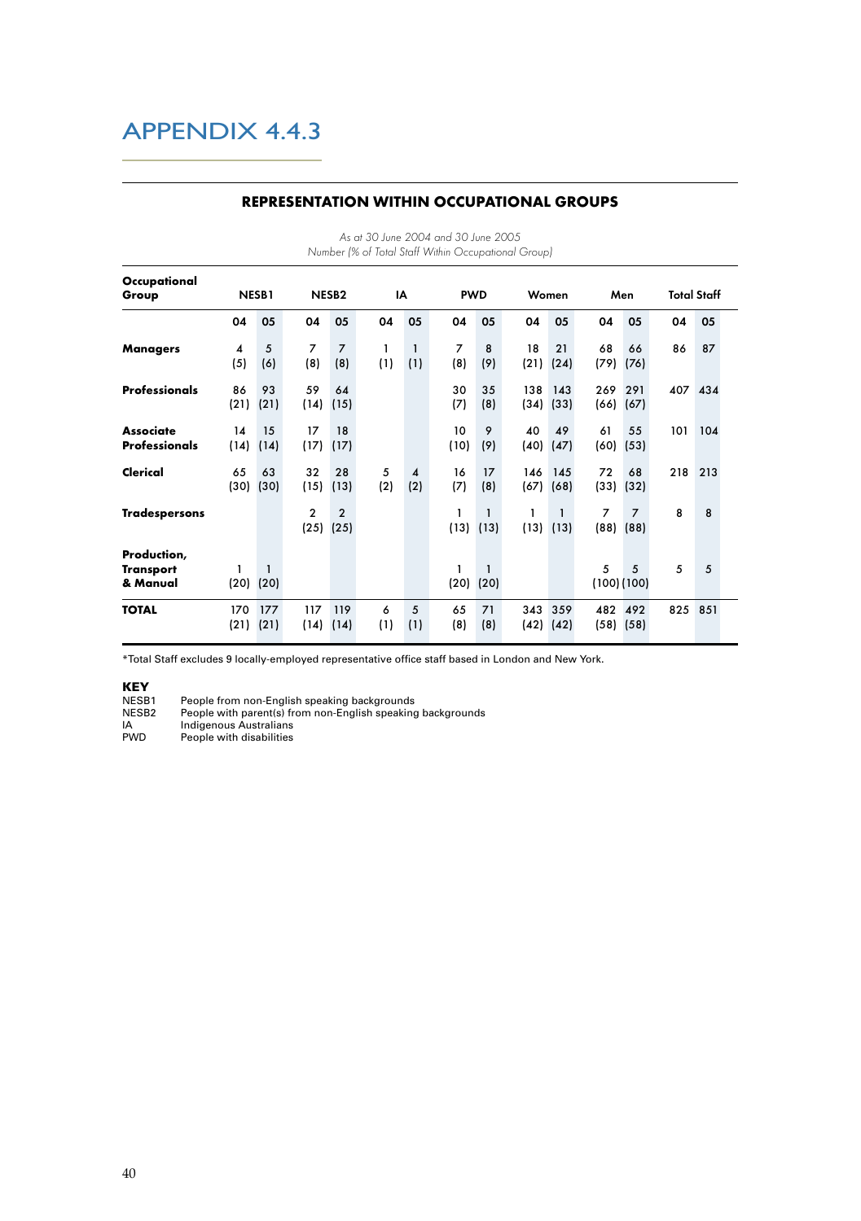# APPENDIX 4.4.3

## REPRESENTATION WITHIN OCCUPATIONAL GROUPS

*As at 30 June 2004 and 30 June 2005*
*Number (% of Total Staff Within Occupational Group)*

| Occupational Group | NESB1 | | NESB2 | | IA | | PWD | | Women | | Men | | Total Staff | |
|---|---|---|---|---|---|---|---|---|---|---|---|---|---|---|
| | 04 | 05 | 04 | 05 | 04 | 05 | 04 | 05 | 04 | 05 | 04 | 05 | 04 | 05 |
| **Managers** | 4 (5) | 5 (6) | 7 (8) | 7 (8) | 1 (1) | 1 (1) | 7 (8) | 8 (9) | 18 (21) | 21 (24) | 68 (79) | 66 (76) | 86 | 87 |
| **Professionals** | 86 (21) | 93 (21) | 59 (14) | 64 (15) | | | 30 (7) | 35 (8) | 138 (34) | 143 (33) | 269 (66) | 291 (67) | 407 | 434 |
| **Associate Professionals** | 14 (14) | 15 (14) | 17 (17) | 18 (17) | | | 10 (10) | 9 (9) | 40 (40) | 49 (47) | 61 (60) | 55 (53) | 101 | 104 |
| **Clerical** | 65 (30) | 63 (30) | 32 (15) | 28 (13) | 5 (2) | 4 (2) | 16 (7) | 17 (8) | 146 (67) | 145 (68) | 72 (33) | 68 (32) | 218 | 213 |
| **Tradespersons** | | | 2 (25) | 2 (25) | | | 1 (13) | 1 (13) | 1 (13) | 1 (13) | 7 (88) | 7 (88) | 8 | 8 |
| **Production, Transport & Manual** | 1 (20) | 1 (20) | | | | | 1 (20) | 1 (20) | | | 5 (100) | 5 (100) | 5 | 5 |
| **TOTAL** | 170 (21) | 177 (21) | 117 (14) | 119 (14) | 6 (1) | 5 (1) | 65 (8) | 71 (8) | 343 (42) | 359 (42) | 482 (58) | 492 (58) | 825 | 851 |

*Total Staff excludes 9 locally-employed representative office staff based in London and New York.

**KEY**

NESB1 People from non-English speaking backgrounds
NESB2 People with parent(s) from non-English speaking backgrounds
IA Indigenous Australians
PWD People with disabilities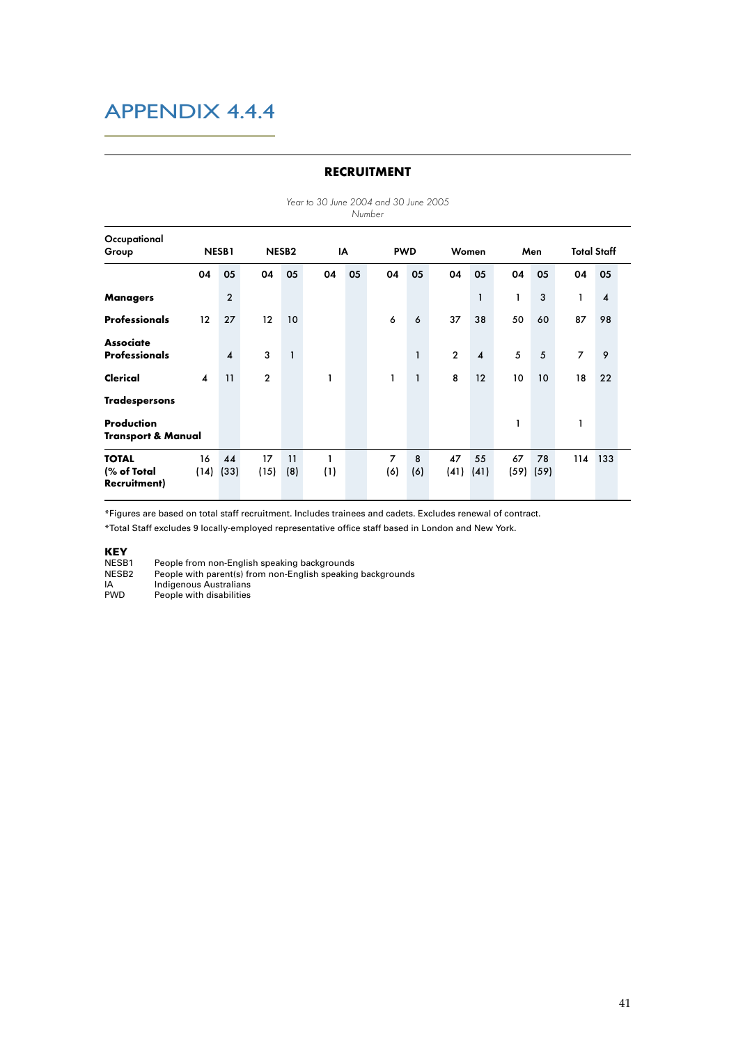# APPENDIX 4.4.4

## RECRUITMENT

*Year to 30 June 2004 and 30 June 2005*
*Number*

| Occupational Group | NESB1 | | NESB2 | | IA | | PWD | | Women | | Men | | Total Staff | |
|---|---|---|---|---|---|---|---|---|---|---|---|---|---|---|
| | 04 | 05 | 04 | 05 | 04 | 05 | 04 | 05 | 04 | 05 | 04 | 05 | 04 | 05 |
| **Managers** | | 2 | | | | | | | | 1 | 1 | 3 | 1 | 4 |
| **Professionals** | 12 | 27 | 12 | 10 | | | 6 | 6 | 37 | 38 | 50 | 60 | 87 | 98 |
| **Associate Professionals** | | 4 | 3 | 1 | | | | 1 | 2 | 4 | 5 | 5 | 7 | 9 |
| **Clerical** | 4 | 11 | 2 | | 1 | | 1 | 1 | 8 | 12 | 10 | 10 | 18 | 22 |
| **Tradespersons** | | | | | | | | | | | | | | |
| **Production Transport & Manual** | | | | | | | | | | | 1 | | 1 | |
| **TOTAL (% of Total Recruitment)** | 16 (14) | 44 (33) | 17 (15) | 11 (8) | 1 (1) | | 7 (6) | 8 (6) | 47 (41) | 55 (41) | 67 (59) | 78 (59) | 114 | 133 |

*Figures are based on total staff recruitment. Includes trainees and cadets. Excludes renewal of contract.

*Total Staff excludes 9 locally-employed representative office staff based in London and New York.

**KEY**

NESB1 People from non-English speaking backgrounds
NESB2 People with parent(s) from non-English speaking backgrounds
IA Indigenous Australians
PWD People with disabilities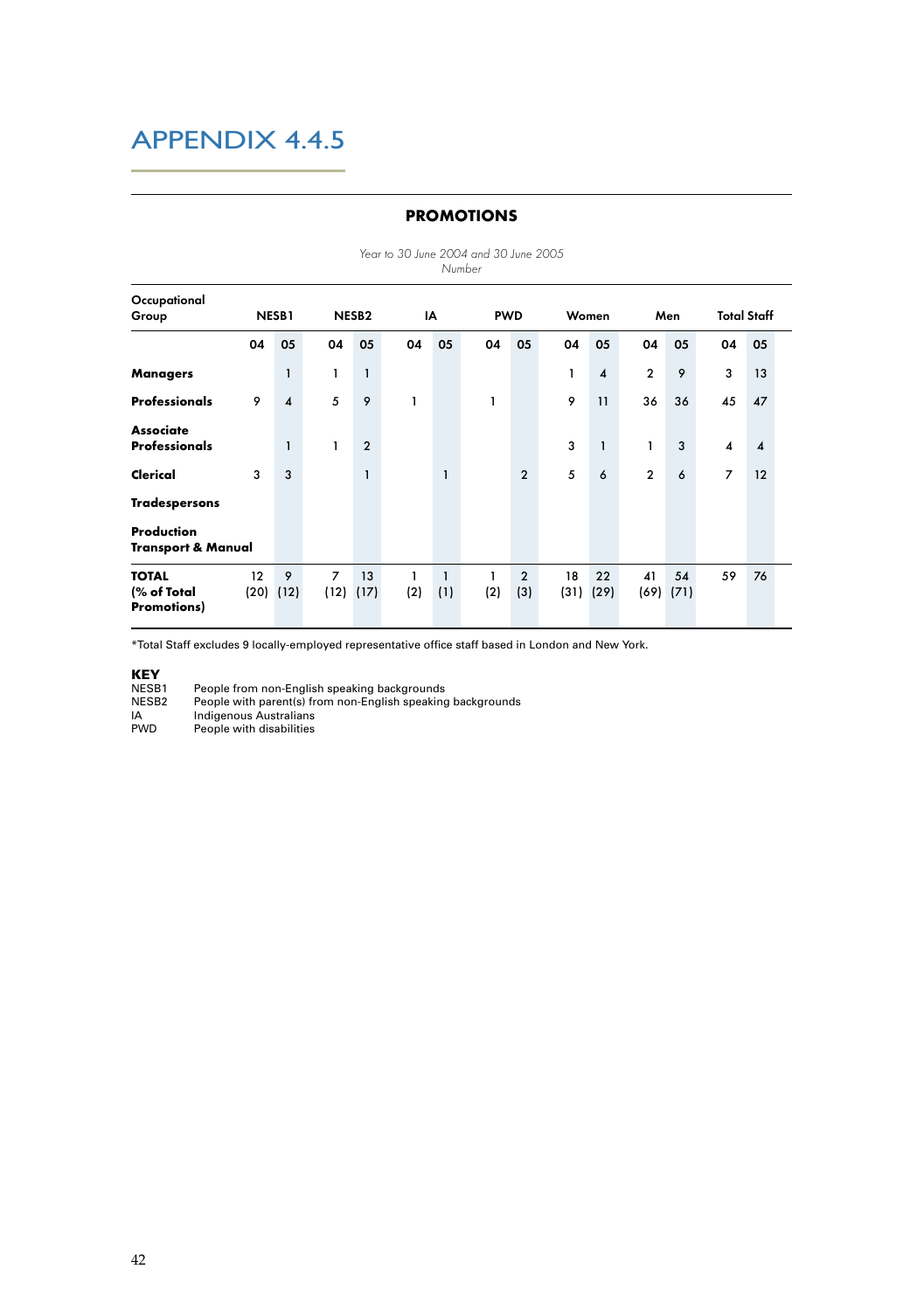# APPENDIX 4.4.5

## PROMOTIONS

*Year to 30 June 2004 and 30 June 2005*
*Number*

| Occupational Group | NESB1 | | NESB2 | | IA | | PWD | | Women | | Men | | Total Staff | |
|---|---|---|---|---|---|---|---|---|---|---|---|---|---|---|
| | 04 | 05 | 04 | 05 | 04 | 05 | 04 | 05 | 04 | 05 | 04 | 05 | 04 | 05 |
| **Managers** | | 1 | 1 | 1 | | | | | 1 | 4 | 2 | 9 | 3 | 13 |
| **Professionals** | 9 | 4 | 5 | 9 | 1 | | 1 | | 9 | 11 | 36 | 36 | 45 | 47 |
| **Associate Professionals** | | 1 | 1 | 2 | | | | | 3 | 1 | 1 | 3 | 4 | 4 |
| **Clerical** | 3 | 3 | | 1 | | 1 | | 2 | 5 | 6 | 2 | 6 | 7 | 12 |
| **Tradespersons** | | | | | | | | | | | | | | |
| **Production Transport & Manual** | | | | | | | | | | | | | | |
| **TOTAL (% of Total Promotions)** | 12 (20) | 9 (12) | 7 (12) | 13 (17) | 1 (2) | 1 (1) | 1 (2) | 2 (3) | 18 (31) | 22 (29) | 41 (69) | 54 (71) | 59 | 76 |

*Total Staff excludes 9 locally-employed representative office staff based in London and New York.

**KEY**

NESB1 People from non-English speaking backgrounds
NESB2 People with parent(s) from non-English speaking backgrounds
IA Indigenous Australians
PWD People with disabilities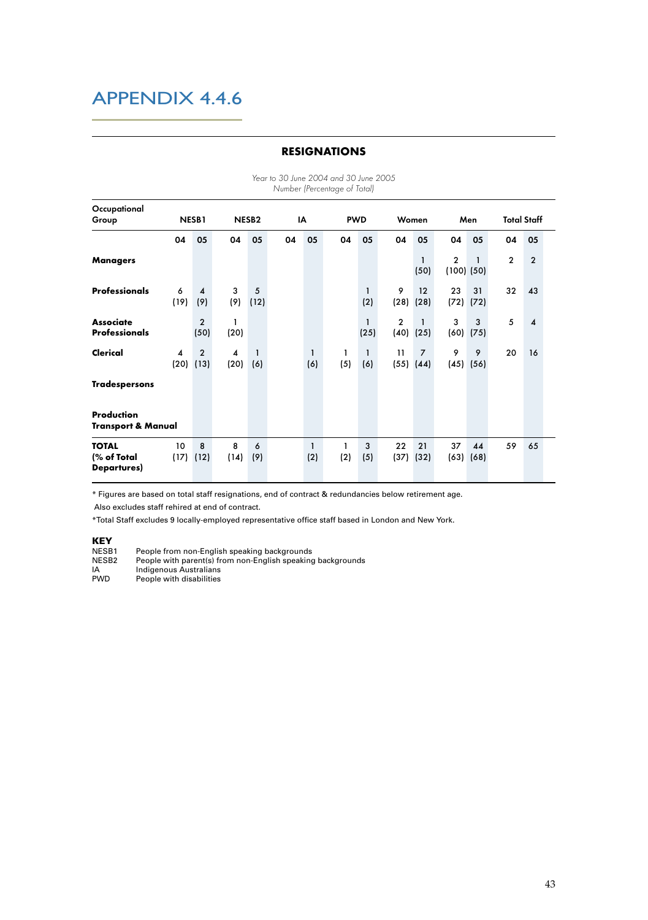# APPENDIX 4.4.6

## RESIGNATIONS

*Year to 30 June 2004 and 30 June 2005*
*Number (Percentage of Total)*

| Occupational Group | NESB1 | | NESB2 | | IA | | PWD | | Women | | Men | | Total Staff | |
|---|---|---|---|---|---|---|---|---|---|---|---|---|---|---|
| | 04 | 05 | 04 | 05 | 04 | 05 | 04 | 05 | 04 | 05 | 04 | 05 | 04 | 05 |
| **Managers** | | | | | | | | | | 1 (50) | 2 (100) | 1 (50) | 2 | 2 |
| **Professionals** | 6 (19) | 4 (9) | 3 (9) | 5 (12) | | | | 1 (2) | 9 (28) | 12 (28) | 23 (72) | 31 (72) | 32 | 43 |
| **Associate Professionals** | | 2 (50) | 1 (20) | | | | | 1 (25) | 2 (40) | 1 (25) | 3 (60) | 3 (75) | 5 | 4 |
| **Clerical** | 4 (20) | 2 (13) | 4 (20) | 1 (6) | | 1 (6) | 1 (5) | 1 (6) | 11 (55) | 7 (44) | 9 (45) | 9 (56) | 20 | 16 |
| **Tradespersons** | | | | | | | | | | | | | | |
| **Production Transport & Manual** | | | | | | | | | | | | | | |
| **TOTAL (% of Total Departures)** | 10 (17) | 8 (12) | 8 (14) | 6 (9) | | 1 (2) | 1 (2) | 3 (5) | 22 (37) | 21 (32) | 37 (63) | 44 (68) | 59 | 65 |

* Figures are based on total staff resignations, end of contract & redundancies below retirement age.
 Also excludes staff rehired at end of contract.

*Total Staff excludes 9 locally-employed representative office staff based in London and New York.

**KEY**

NESB1 People from non-English speaking backgrounds
NESB2 People with parent(s) from non-English speaking backgrounds
IA Indigenous Australians
PWD People with disabilities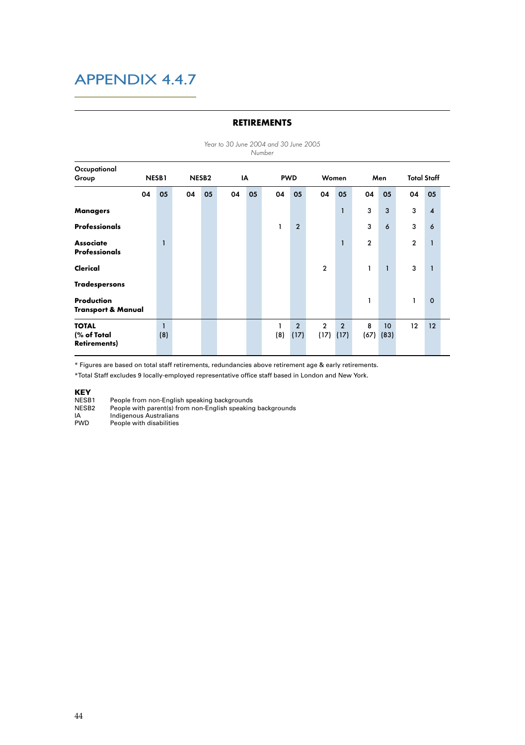# APPENDIX 4.4.7

## RETIREMENTS

*Year to 30 June 2004 and 30 June 2005*
*Number*

| Occupational Group | NESB1 | | NESB2 | | IA | | PWD | | Women | | Men | | Total Staff | |
|---|---|---|---|---|---|---|---|---|---|---|---|---|---|---|
| | 04 | 05 | 04 | 05 | 04 | 05 | 04 | 05 | 04 | 05 | 04 | 05 | 04 | 05 |
| **Managers** | | | | | | | | | | 1 | 3 | 3 | 3 | 4 |
| **Professionals** | | | | | | | 1 | 2 | | | 3 | 6 | 3 | 6 |
| **Associate Professionals** | | 1 | | | | | | | | 1 | 2 | | 2 | 1 |
| **Clerical** | | | | | | | | | 2 | | 1 | 1 | 3 | 1 |
| **Tradespersons** | | | | | | | | | | | | | | |
| **Production Transport & Manual** | | | | | | | | | | | 1 | | 1 | 0 |
| **TOTAL (% of Total Retirements)** | | 1 (8) | | | | | 1 (8) | 2 (17) | 2 (17) | 2 (17) | 8 (67) | 10 (83) | 12 | 12 |

* Figures are based on total staff retirements, redundancies above retirement age & early retirements.

*Total Staff excludes 9 locally-employed representative office staff based in London and New York.

**KEY**

NESB1 People from non-English speaking backgrounds
NESB2 People with parent(s) from non-English speaking backgrounds
IA Indigenous Australians
PWD People with disabilities